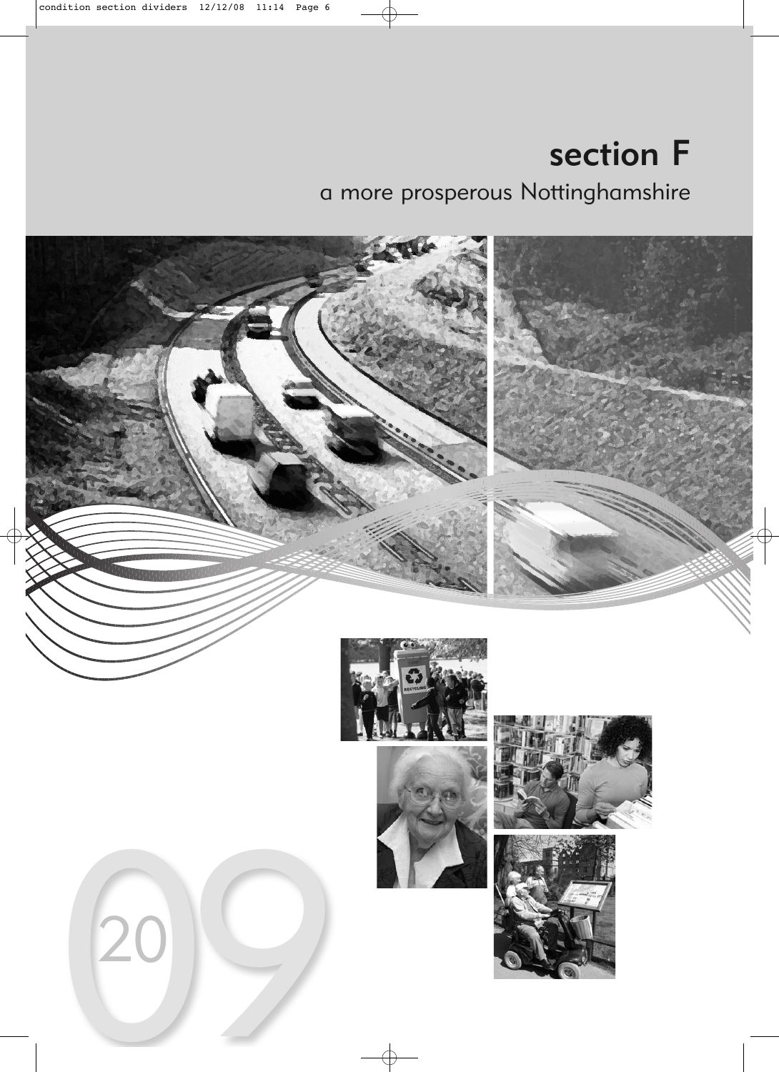# section F

## a more prosperous Nottinghamshire

2009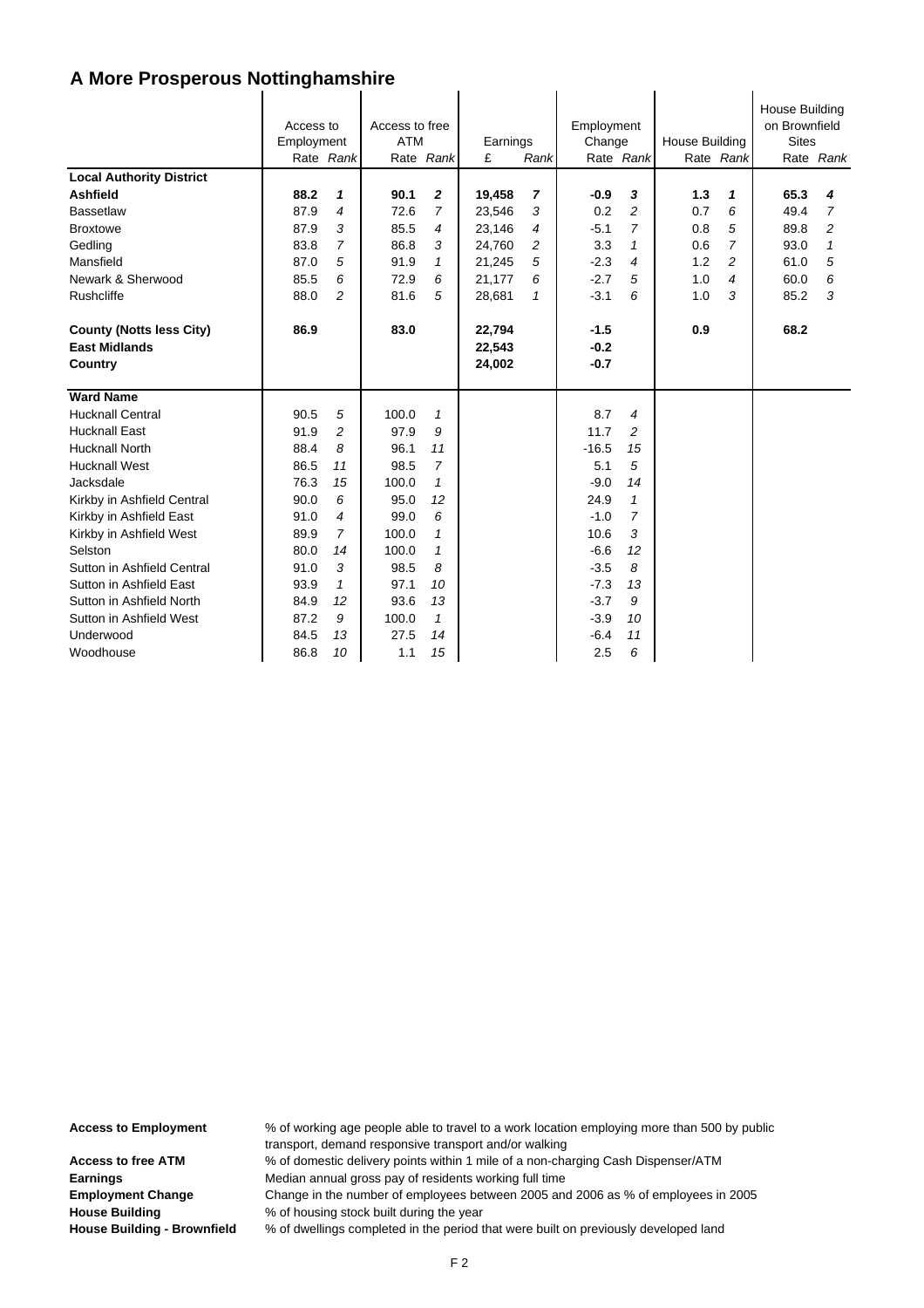# A More Prosperous Nottinghamshire

| | Access to Employment | | Access to free ATM | | Earnings | | Employment Change | | House Building | | House Building on Brownfield Sites | |
|---|---|---|---|---|---|---|---|---|---|---|---|---|
| | Rate | *Rank* | Rate | *Rank* | £ | Rank | Rate | *Rank* | Rate | *Rank* | Rate | *Rank* |
| **Local Authority District** | | | | | | | | | | | | |
| **Ashfield** | **88.2** | ***1*** | **90.1** | ***2*** | **19,458** | ***7*** | **-0.9** | ***3*** | **1.3** | ***1*** | **65.3** | ***4*** |
| Bassetlaw | 87.9 | *4* | 72.6 | *7* | 23,546 | *3* | 0.2 | *2* | 0.7 | *6* | 49.4 | *7* |
| Broxtowe | 87.9 | *3* | 85.5 | *4* | 23,146 | *4* | -5.1 | *7* | 0.8 | *5* | 89.8 | *2* |
| Gedling | 83.8 | *7* | 86.8 | *3* | 24,760 | *2* | 3.3 | *1* | 0.6 | *7* | 93.0 | *1* |
| Mansfield | 87.0 | *5* | 91.9 | *1* | 21,245 | *5* | -2.3 | *4* | 1.2 | *2* | 61.0 | *5* |
| Newark & Sherwood | 85.5 | *6* | 72.9 | *6* | 21,177 | *6* | -2.7 | *5* | 1.0 | *4* | 60.0 | *6* |
| Rushcliffe | 88.0 | *2* | 81.6 | *5* | 28,681 | *1* | -3.1 | *6* | 1.0 | *3* | 85.2 | *3* |
| **County (Notts less City)** | **86.9** | | **83.0** | | **22,794** | | **-1.5** | | **0.9** | | **68.2** | |
| **East Midlands** | | | | | **22,543** | | **-0.2** | | | | | |
| **Country** | | | | | **24,002** | | **-0.7** | | | | | |
| **Ward Name** | | | | | | | | | | | | |
| Hucknall Central | 90.5 | *5* | 100.0 | *1* | | | 8.7 | *4* | | | | |
| Hucknall East | 91.9 | *2* | 97.9 | *9* | | | 11.7 | *2* | | | | |
| Hucknall North | 88.4 | *8* | 96.1 | *11* | | | -16.5 | *15* | | | | |
| Hucknall West | 86.5 | *11* | 98.5 | *7* | | | 5.1 | *5* | | | | |
| Jacksdale | 76.3 | *15* | 100.0 | *1* | | | -9.0 | *14* | | | | |
| Kirkby in Ashfield Central | 90.0 | *6* | 95.0 | *12* | | | 24.9 | *1* | | | | |
| Kirkby in Ashfield East | 91.0 | *4* | 99.0 | *6* | | | -1.0 | *7* | | | | |
| Kirkby in Ashfield West | 89.9 | *7* | 100.0 | *1* | | | 10.6 | *3* | | | | |
| Selston | 80.0 | *14* | 100.0 | *1* | | | -6.6 | *12* | | | | |
| Sutton in Ashfield Central | 91.0 | *3* | 98.5 | *8* | | | -3.5 | *8* | | | | |
| Sutton in Ashfield East | 93.9 | *1* | 97.1 | *10* | | | -7.3 | *13* | | | | |
| Sutton in Ashfield North | 84.9 | *12* | 93.6 | *13* | | | -3.7 | *9* | | | | |
| Sutton in Ashfield West | 87.2 | *9* | 100.0 | *1* | | | -3.9 | *10* | | | | |
| Underwood | 84.5 | *13* | 27.5 | *14* | | | -6.4 | *11* | | | | |
| Woodhouse | 86.8 | *10* | 1.1 | *15* | | | 2.5 | *6* | | | | |

**Access to Employment** % of working age people able to travel to a work location employing more than 500 by public transport, demand responsive transport and/or walking

**Access to free ATM** % of domestic delivery points within 1 mile of a non-charging Cash Dispenser/ATM

**Earnings** Median annual gross pay of residents working full time

**Employment Change** Change in the number of employees between 2005 and 2006 as % of employees in 2005

**House Building** % of housing stock built during the year

**House Building - Brownfield** % of dwellings completed in the period that were built on previously developed land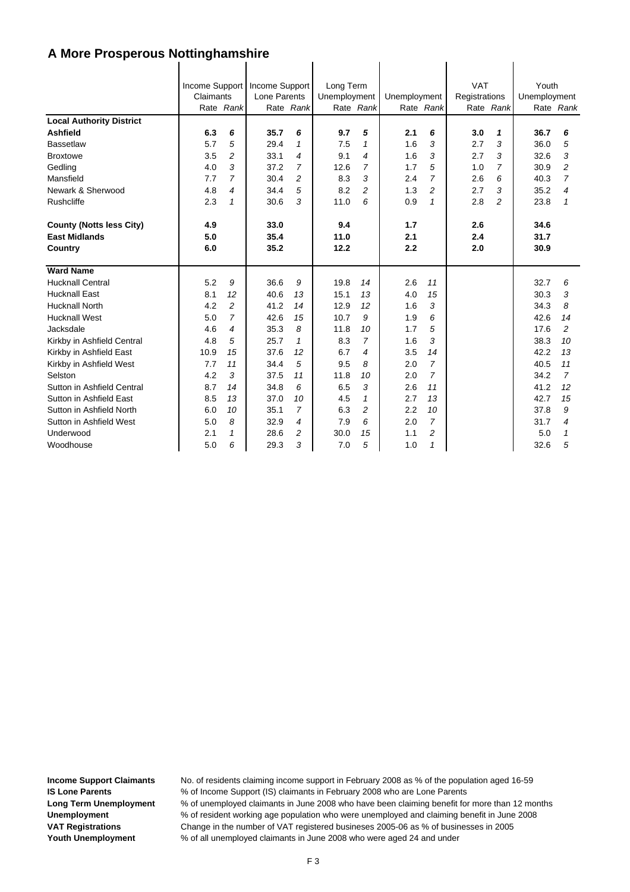# A More Prosperous Nottinghamshire

| | Income Support Claimants | | Income Support Lone Parents | | Long Term Unemployment | | Unemployment | | VAT Registrations | | Youth Unemployment | |
|---|---|---|---|---|---|---|---|---|---|---|---|---|
| | Rate | *Rank* | Rate | *Rank* | Rate | *Rank* | Rate | *Rank* | Rate | *Rank* | Rate | *Rank* |
| **Local Authority District** | | | | | | | | | | | | |
| **Ashfield** | **6.3** | ***6*** | **35.7** | ***6*** | **9.7** | ***5*** | **2.1** | ***6*** | **3.0** | ***1*** | **36.7** | ***6*** |
| Bassetlaw | 5.7 | *5* | 29.4 | *1* | 7.5 | *1* | 1.6 | *3* | 2.7 | *3* | 36.0 | *5* |
| Broxtowe | 3.5 | *2* | 33.1 | *4* | 9.1 | *4* | 1.6 | *3* | 2.7 | *3* | 32.6 | *3* |
| Gedling | 4.0 | *3* | 37.2 | *7* | 12.6 | *7* | 1.7 | *5* | 1.0 | *7* | 30.9 | *2* |
| Mansfield | 7.7 | *7* | 30.4 | *2* | 8.3 | *3* | 2.4 | *7* | 2.6 | *6* | 40.3 | *7* |
| Newark & Sherwood | 4.8 | *4* | 34.4 | *5* | 8.2 | *2* | 1.3 | *2* | 2.7 | *3* | 35.2 | *4* |
| Rushcliffe | 2.3 | *1* | 30.6 | *3* | 11.0 | *6* | 0.9 | *1* | 2.8 | *2* | 23.8 | *1* |
| **County (Notts less City)** | **4.9** | | **33.0** | | **9.4** | | **1.7** | | **2.6** | | **34.6** | |
| **East Midlands** | **5.0** | | **35.4** | | **11.0** | | **2.1** | | **2.4** | | **31.7** | |
| **Country** | **6.0** | | **35.2** | | **12.2** | | **2.2** | | **2.0** | | **30.9** | |
| **Ward Name** | | | | | | | | | | | | |
| Hucknall Central | 5.2 | *9* | 36.6 | *9* | 19.8 | *14* | 2.6 | *11* | | | 32.7 | *6* |
| Hucknall East | 8.1 | *12* | 40.6 | *13* | 15.1 | *13* | 4.0 | *15* | | | 30.3 | *3* |
| Hucknall North | 4.2 | *2* | 41.2 | *14* | 12.9 | *12* | 1.6 | *3* | | | 34.3 | *8* |
| Hucknall West | 5.0 | *7* | 42.6 | *15* | 10.7 | *9* | 1.9 | *6* | | | 42.6 | *14* |
| Jacksdale | 4.6 | *4* | 35.3 | *8* | 11.8 | *10* | 1.7 | *5* | | | 17.6 | *2* |
| Kirkby in Ashfield Central | 4.8 | *5* | 25.7 | *1* | 8.3 | *7* | 1.6 | *3* | | | 38.3 | *10* |
| Kirkby in Ashfield East | 10.9 | *15* | 37.6 | *12* | 6.7 | *4* | 3.5 | *14* | | | 42.2 | *13* |
| Kirkby in Ashfield West | 7.7 | *11* | 34.4 | *5* | 9.5 | *8* | 2.0 | *7* | | | 40.5 | *11* |
| Selston | 4.2 | *3* | 37.5 | *11* | 11.8 | *10* | 2.0 | *7* | | | 34.2 | *7* |
| Sutton in Ashfield Central | 8.7 | *14* | 34.8 | *6* | 6.5 | *3* | 2.6 | *11* | | | 41.2 | *12* |
| Sutton in Ashfield East | 8.5 | *13* | 37.0 | *10* | 4.5 | *1* | 2.7 | *13* | | | 42.7 | *15* |
| Sutton in Ashfield North | 6.0 | *10* | 35.1 | *7* | 6.3 | *2* | 2.2 | *10* | | | 37.8 | *9* |
| Sutton in Ashfield West | 5.0 | *8* | 32.9 | *4* | 7.9 | *6* | 2.0 | *7* | | | 31.7 | *4* |
| Underwood | 2.1 | *1* | 28.6 | *2* | 30.0 | *15* | 1.1 | *2* | | | 5.0 | *1* |
| Woodhouse | 5.0 | *6* | 29.3 | *3* | 7.0 | *5* | 1.0 | *1* | | | 32.6 | *5* |

**Income Support Claimants** No. of residents claiming income support in February 2008 as % of the population aged 16-59
**IS Lone Parents** % of Income Support (IS) claimants in February 2008 who are Lone Parents
**Long Term Unemployment** % of unemployed claimants in June 2008 who have been claiming benefit for more than 12 months
**Unemployment** % of resident working age population who were unemployed and claiming benefit in June 2008
**VAT Registrations** Change in the number of VAT registered busineses 2005-06 as % of businesses in 2005
**Youth Unemployment** % of all unemployed claimants in June 2008 who were aged 24 and under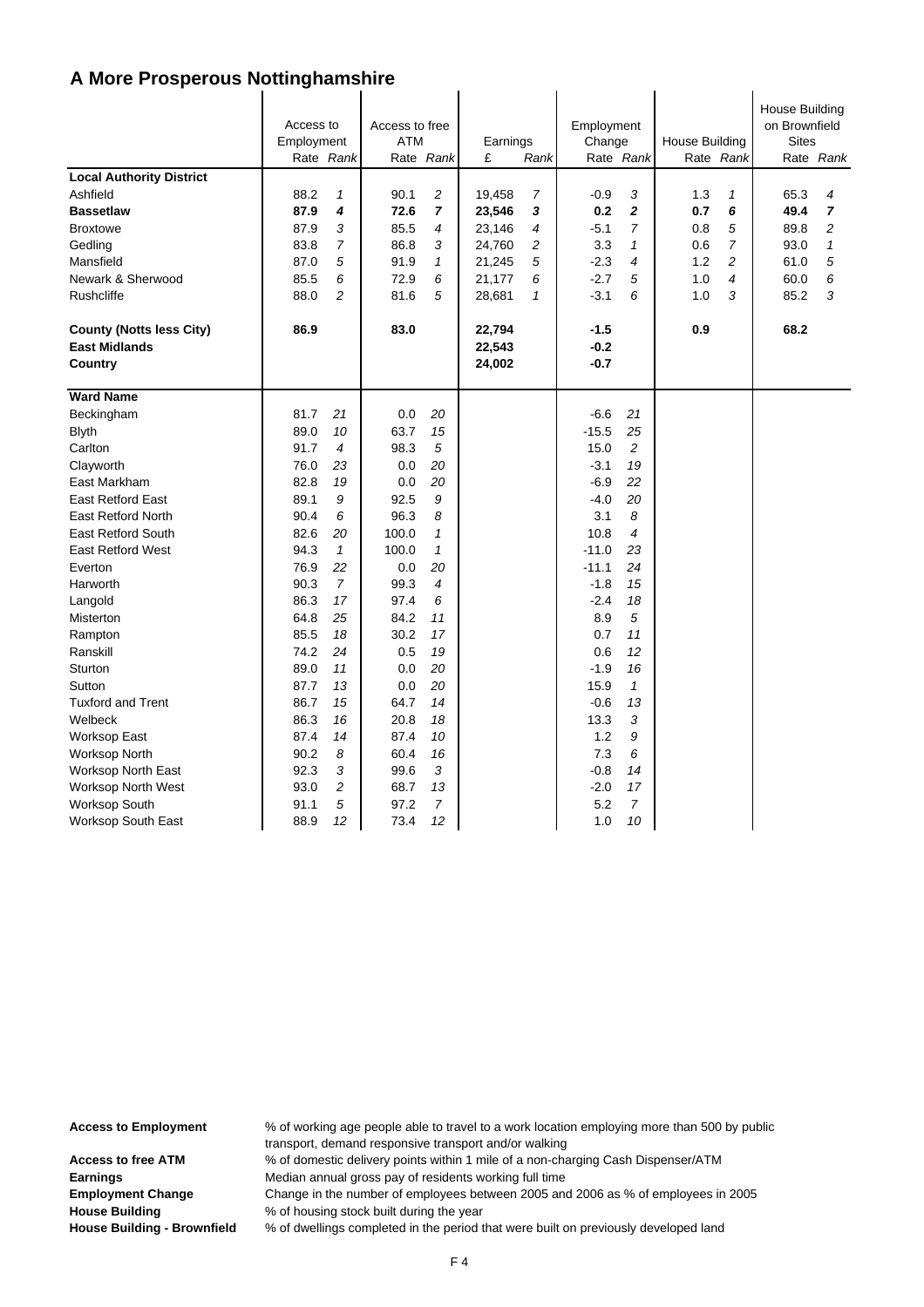# A More Prosperous Nottinghamshire

| | Access to Employment | | Access to free ATM | | Earnings | | Employment Change | | House Building | | House Building on Brownfield Sites | |
|---|---|---|---|---|---|---|---|---|---|---|---|---|
| | Rate | *Rank* | Rate | *Rank* | £ | *Rank* | Rate | *Rank* | Rate | *Rank* | Rate | *Rank* |
| **Local Authority District** | | | | | | | | | | | | |
| Ashfield | 88.2 | *1* | 90.1 | *2* | 19,458 | *7* | -0.9 | *3* | 1.3 | *1* | 65.3 | *4* |
| **Bassetlaw** | **87.9** | ***4*** | **72.6** | ***7*** | **23,546** | ***3*** | **0.2** | ***2*** | **0.7** | ***6*** | **49.4** | ***7*** |
| Broxtowe | 87.9 | *3* | 85.5 | *4* | 23,146 | *4* | -5.1 | *7* | 0.8 | *5* | 89.8 | *2* |
| Gedling | 83.8 | *7* | 86.8 | *3* | 24,760 | *2* | 3.3 | *1* | 0.6 | *7* | 93.0 | *1* |
| Mansfield | 87.0 | *5* | 91.9 | *1* | 21,245 | *5* | -2.3 | *4* | 1.2 | *2* | 61.0 | *5* |
| Newark & Sherwood | 85.5 | *6* | 72.9 | *6* | 21,177 | *6* | -2.7 | *5* | 1.0 | *4* | 60.0 | *6* |
| Rushcliffe | 88.0 | *2* | 81.6 | *5* | 28,681 | *1* | -3.1 | *6* | 1.0 | *3* | 85.2 | *3* |
| **County (Notts less City)** | **86.9** | | **83.0** | | **22,794** | | **-1.5** | | **0.9** | | **68.2** | |
| **East Midlands** | | | | | **22,543** | | **-0.2** | | | | | |
| **Country** | | | | | **24,002** | | **-0.7** | | | | | |
| **Ward Name** | | | | | | | | | | | | |
| Beckingham | 81.7 | *21* | 0.0 | *20* | | | -6.6 | *21* | | | | |
| Blyth | 89.0 | *10* | 63.7 | *15* | | | -15.5 | *25* | | | | |
| Carlton | 91.7 | *4* | 98.3 | *5* | | | 15.0 | *2* | | | | |
| Clayworth | 76.0 | *23* | 0.0 | *20* | | | -3.1 | *19* | | | | |
| East Markham | 82.8 | *19* | 0.0 | *20* | | | -6.9 | *22* | | | | |
| East Retford East | 89.1 | *9* | 92.5 | *9* | | | -4.0 | *20* | | | | |
| East Retford North | 90.4 | *6* | 96.3 | *8* | | | 3.1 | *8* | | | | |
| East Retford South | 82.6 | *20* | 100.0 | *1* | | | 10.8 | *4* | | | | |
| East Retford West | 94.3 | *1* | 100.0 | *1* | | | -11.0 | *23* | | | | |
| Everton | 76.9 | *22* | 0.0 | *20* | | | -11.1 | *24* | | | | |
| Harworth | 90.3 | *7* | 99.3 | *4* | | | -1.8 | *15* | | | | |
| Langold | 86.3 | *17* | 97.4 | *6* | | | -2.4 | *18* | | | | |
| Misterton | 64.8 | *25* | 84.2 | *11* | | | 8.9 | *5* | | | | |
| Rampton | 85.5 | *18* | 30.2 | *17* | | | 0.7 | *11* | | | | |
| Ranskill | 74.2 | *24* | 0.5 | *19* | | | 0.6 | *12* | | | | |
| Sturton | 89.0 | *11* | 0.0 | *20* | | | -1.9 | *16* | | | | |
| Sutton | 87.7 | *13* | 0.0 | *20* | | | 15.9 | *1* | | | | |
| Tuxford and Trent | 86.7 | *15* | 64.7 | *14* | | | -0.6 | *13* | | | | |
| Welbeck | 86.3 | *16* | 20.8 | *18* | | | 13.3 | *3* | | | | |
| Worksop East | 87.4 | *14* | 87.4 | *10* | | | 1.2 | *9* | | | | |
| Worksop North | 90.2 | *8* | 60.4 | *16* | | | 7.3 | *6* | | | | |
| Worksop North East | 92.3 | *3* | 99.6 | *3* | | | -0.8 | *14* | | | | |
| Worksop North West | 93.0 | *2* | 68.7 | *13* | | | -2.0 | *17* | | | | |
| Worksop South | 91.1 | *5* | 97.2 | *7* | | | 5.2 | *7* | | | | |
| Worksop South East | 88.9 | *12* | 73.4 | *12* | | | 1.0 | *10* | | | | |

**Access to Employment** % of working age people able to travel to a work location employing more than 500 by public transport, demand responsive transport and/or walking

**Access to free ATM** % of domestic delivery points within 1 mile of a non-charging Cash Dispenser/ATM

**Earnings** Median annual gross pay of residents working full time

**Employment Change** Change in the number of employees between 2005 and 2006 as % of employees in 2005

**House Building** % of housing stock built during the year

**House Building - Brownfield** % of dwellings completed in the period that were built on previously developed land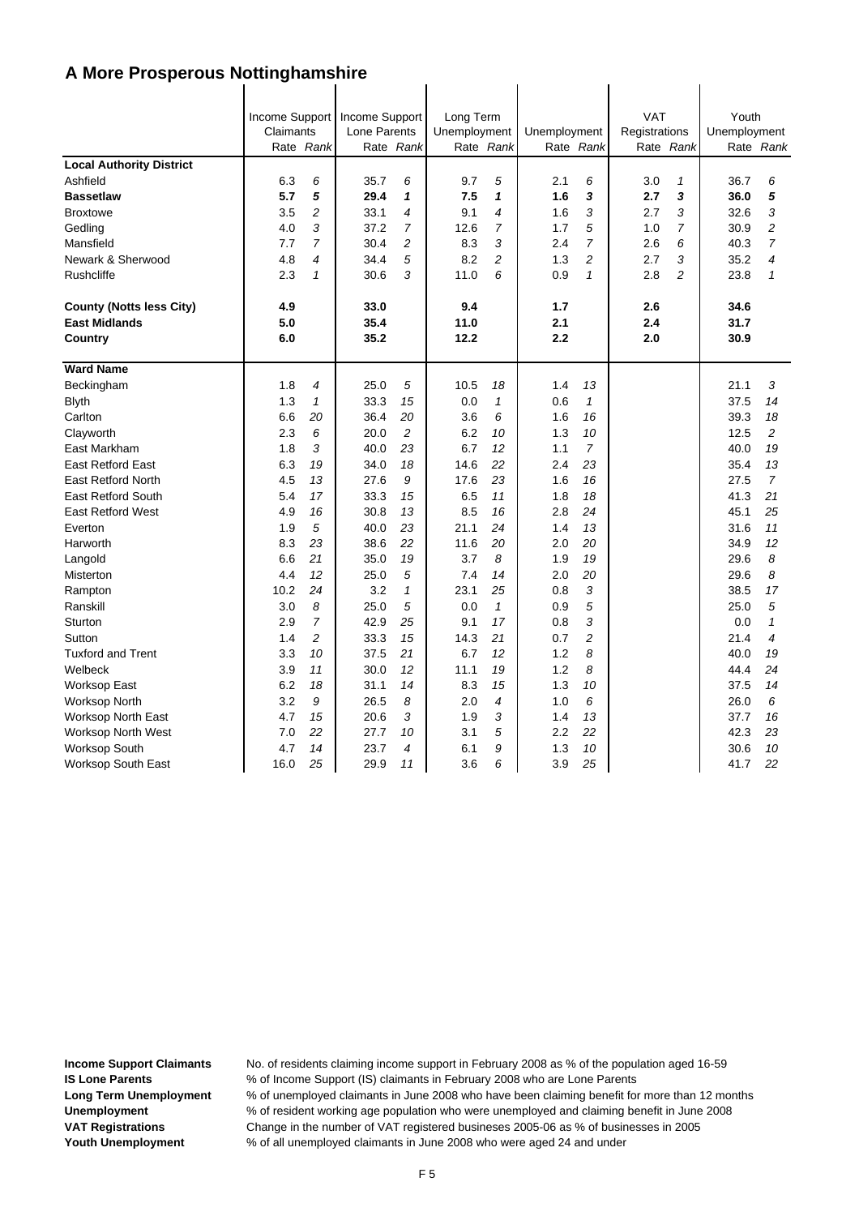# A More Prosperous Nottinghamshire

| | Income Support Claimants | | Income Support Lone Parents | | Long Term Unemployment | | Unemployment | | VAT Registrations | | Youth Unemployment | |
|---|---|---|---|---|---|---|---|---|---|---|---|---|
| | Rate | *Rank* | Rate | *Rank* | Rate | *Rank* | Rate | *Rank* | Rate | *Rank* | Rate | *Rank* |
| **Local Authority District** | | | | | | | | | | | | |
| Ashfield | 6.3 | *6* | 35.7 | *6* | 9.7 | *5* | 2.1 | *6* | 3.0 | *1* | 36.7 | *6* |
| **Bassetlaw** | **5.7** | ***5*** | **29.4** | ***1*** | **7.5** | ***1*** | **1.6** | ***3*** | **2.7** | ***3*** | **36.0** | ***5*** |
| Broxtowe | 3.5 | *2* | 33.1 | *4* | 9.1 | *4* | 1.6 | *3* | 2.7 | *3* | 32.6 | *3* |
| Gedling | 4.0 | *3* | 37.2 | *7* | 12.6 | *7* | 1.7 | *5* | 1.0 | *7* | 30.9 | *2* |
| Mansfield | 7.7 | *7* | 30.4 | *2* | 8.3 | *3* | 2.4 | *7* | 2.6 | *6* | 40.3 | *7* |
| Newark & Sherwood | 4.8 | *4* | 34.4 | *5* | 8.2 | *2* | 1.3 | *2* | 2.7 | *3* | 35.2 | *4* |
| Rushcliffe | 2.3 | *1* | 30.6 | *3* | 11.0 | *6* | 0.9 | *1* | 2.8 | *2* | 23.8 | *1* |
| **County (Notts less City)** | **4.9** | | **33.0** | | **9.4** | | **1.7** | | **2.6** | | **34.6** | |
| **East Midlands** | **5.0** | | **35.4** | | **11.0** | | **2.1** | | **2.4** | | **31.7** | |
| **Country** | **6.0** | | **35.2** | | **12.2** | | **2.2** | | **2.0** | | **30.9** | |
| **Ward Name** | | | | | | | | | | | | |
| Beckingham | 1.8 | *4* | 25.0 | *5* | 10.5 | *18* | 1.4 | *13* | | | 21.1 | *3* |
| Blyth | 1.3 | *1* | 33.3 | *15* | 0.0 | *1* | 0.6 | *1* | | | 37.5 | *14* |
| Carlton | 6.6 | *20* | 36.4 | *20* | 3.6 | *6* | 1.6 | *16* | | | 39.3 | *18* |
| Clayworth | 2.3 | *6* | 20.0 | *2* | 6.2 | *10* | 1.3 | *10* | | | 12.5 | *2* |
| East Markham | 1.8 | *3* | 40.0 | *23* | 6.7 | *12* | 1.1 | *7* | | | 40.0 | *19* |
| East Retford East | 6.3 | *19* | 34.0 | *18* | 14.6 | *22* | 2.4 | *23* | | | 35.4 | *13* |
| East Retford North | 4.5 | *13* | 27.6 | *9* | 17.6 | *23* | 1.6 | *16* | | | 27.5 | *7* |
| East Retford South | 5.4 | *17* | 33.3 | *15* | 6.5 | *11* | 1.8 | *18* | | | 41.3 | *21* |
| East Retford West | 4.9 | *16* | 30.8 | *13* | 8.5 | *16* | 2.8 | *24* | | | 45.1 | *25* |
| Everton | 1.9 | *5* | 40.0 | *23* | 21.1 | *24* | 1.4 | *13* | | | 31.6 | *11* |
| Harworth | 8.3 | *23* | 38.6 | *22* | 11.6 | *20* | 2.0 | *20* | | | 34.9 | *12* |
| Langold | 6.6 | *21* | 35.0 | *19* | 3.7 | *8* | 1.9 | *19* | | | 29.6 | *8* |
| Misterton | 4.4 | *12* | 25.0 | *5* | 7.4 | *14* | 2.0 | *20* | | | 29.6 | *8* |
| Rampton | 10.2 | *24* | 3.2 | *1* | 23.1 | *25* | 0.8 | *3* | | | 38.5 | *17* |
| Ranskill | 3.0 | *8* | 25.0 | *5* | 0.0 | *1* | 0.9 | *5* | | | 25.0 | *5* |
| Sturton | 2.9 | *7* | 42.9 | *25* | 9.1 | *17* | 0.8 | *3* | | | 0.0 | *1* |
| Sutton | 1.4 | *2* | 33.3 | *15* | 14.3 | *21* | 0.7 | *2* | | | 21.4 | *4* |
| Tuxford and Trent | 3.3 | *10* | 37.5 | *21* | 6.7 | *12* | 1.2 | *8* | | | 40.0 | *19* |
| Welbeck | 3.9 | *11* | 30.0 | *12* | 11.1 | *19* | 1.2 | *8* | | | 44.4 | *24* |
| Worksop East | 6.2 | *18* | 31.1 | *14* | 8.3 | *15* | 1.3 | *10* | | | 37.5 | *14* |
| Worksop North | 3.2 | *9* | 26.5 | *8* | 2.0 | *4* | 1.0 | *6* | | | 26.0 | *6* |
| Worksop North East | 4.7 | *15* | 20.6 | *3* | 1.9 | *3* | 1.4 | *13* | | | 37.7 | *16* |
| Worksop North West | 7.0 | *22* | 27.7 | *10* | 3.1 | *5* | 2.2 | *22* | | | 42.3 | *23* |
| Worksop South | 4.7 | *14* | 23.7 | *4* | 6.1 | *9* | 1.3 | *10* | | | 30.6 | *10* |
| Worksop South East | 16.0 | *25* | 29.9 | *11* | 3.6 | *6* | 3.9 | *25* | | | 41.7 | *22* |

**Income Support Claimants** No. of residents claiming income support in February 2008 as % of the population aged 16-59
**IS Lone Parents** % of Income Support (IS) claimants in February 2008 who are Lone Parents
**Long Term Unemployment** % of unemployed claimants in June 2008 who have been claiming benefit for more than 12 months
**Unemployment** % of resident working age population who were unemployed and claiming benefit in June 2008
**VAT Registrations** Change in the number of VAT registered busineses 2005-06 as % of businesses in 2005
**Youth Unemployment** % of all unemployed claimants in June 2008 who were aged 24 and under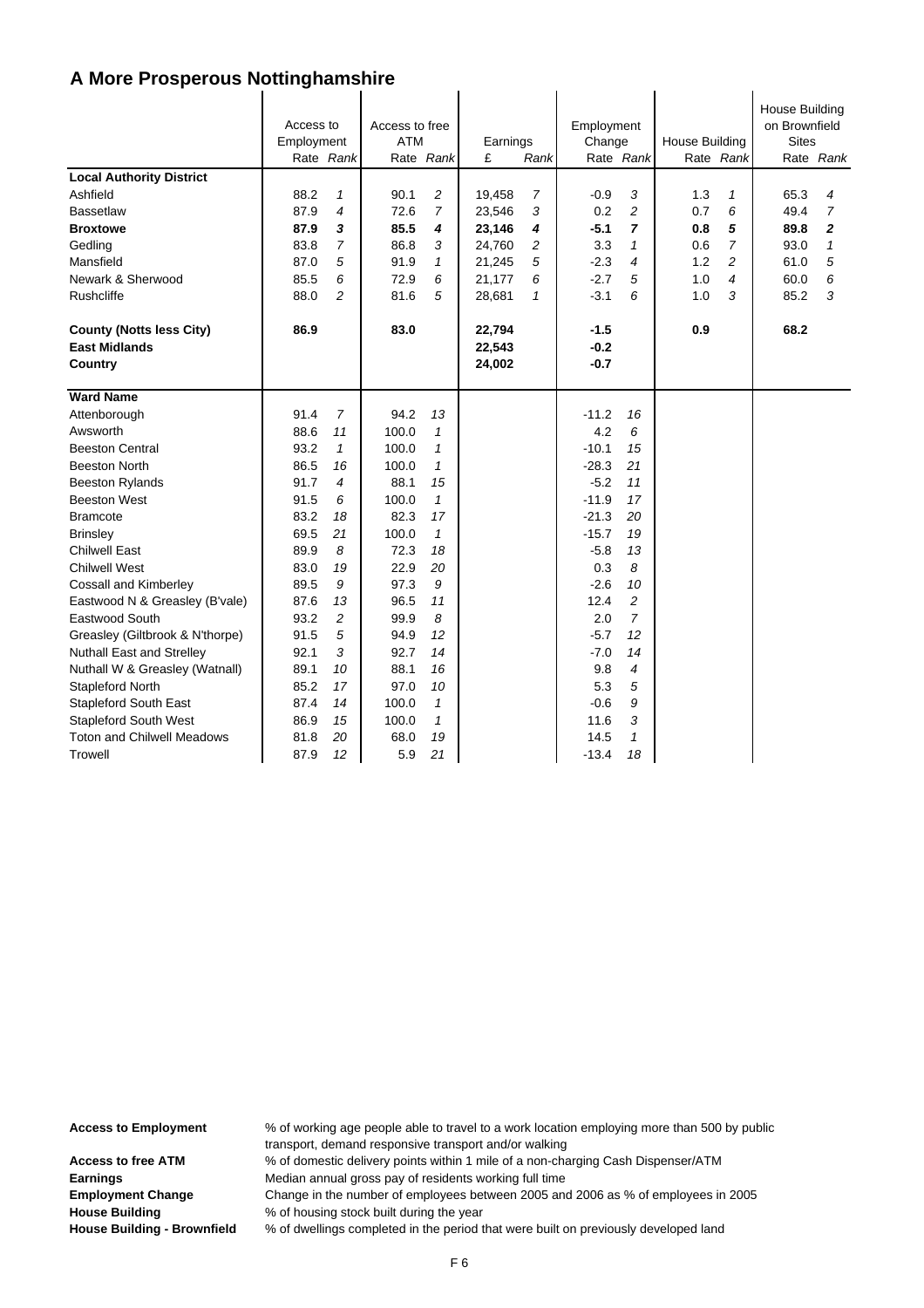# A More Prosperous Nottinghamshire

| | Access to Employment | | Access to free ATM | | Earnings | | Employment Change | | House Building | | House Building on Brownfield Sites | |
|---|---|---|---|---|---|---|---|---|---|---|---|---|
| | Rate | *Rank* | Rate | *Rank* | £ | *Rank* | Rate | *Rank* | Rate | *Rank* | Rate | *Rank* |
| **Local Authority District** | | | | | | | | | | | | |
| Ashfield | 88.2 | *1* | 90.1 | *2* | 19,458 | *7* | -0.9 | *3* | 1.3 | *1* | 65.3 | *4* |
| Bassetlaw | 87.9 | *4* | 72.6 | *7* | 23,546 | *3* | 0.2 | *2* | 0.7 | *6* | 49.4 | *7* |
| **Broxtowe** | **87.9** | ***3*** | **85.5** | ***4*** | **23,146** | ***4*** | **-5.1** | ***7*** | **0.8** | ***5*** | **89.8** | ***2*** |
| Gedling | 83.8 | *7* | 86.8 | *3* | 24,760 | *2* | 3.3 | *1* | 0.6 | *7* | 93.0 | *1* |
| Mansfield | 87.0 | *5* | 91.9 | *1* | 21,245 | *5* | -2.3 | *4* | 1.2 | *2* | 61.0 | *5* |
| Newark & Sherwood | 85.5 | *6* | 72.9 | *6* | 21,177 | *6* | -2.7 | *5* | 1.0 | *4* | 60.0 | *6* |
| Rushcliffe | 88.0 | *2* | 81.6 | *5* | 28,681 | *1* | -3.1 | *6* | 1.0 | *3* | 85.2 | *3* |
| **County (Notts less City)** | **86.9** | | **83.0** | | **22,794** | | **-1.5** | | **0.9** | | **68.2** | |
| **East Midlands** | | | | | **22,543** | | **-0.2** | | | | | |
| **Country** | | | | | **24,002** | | **-0.7** | | | | | |
| **Ward Name** | | | | | | | | | | | | |
| Attenborough | 91.4 | *7* | 94.2 | *13* | | | -11.2 | *16* | | | | |
| Awsworth | 88.6 | *11* | 100.0 | *1* | | | 4.2 | *6* | | | | |
| Beeston Central | 93.2 | *1* | 100.0 | *1* | | | -10.1 | *15* | | | | |
| Beeston North | 86.5 | *16* | 100.0 | *1* | | | -28.3 | *21* | | | | |
| Beeston Rylands | 91.7 | *4* | 88.1 | *15* | | | -5.2 | *11* | | | | |
| Beeston West | 91.5 | *6* | 100.0 | *1* | | | -11.9 | *17* | | | | |
| Bramcote | 83.2 | *18* | 82.3 | *17* | | | -21.3 | *20* | | | | |
| Brinsley | 69.5 | *21* | 100.0 | *1* | | | -15.7 | *19* | | | | |
| Chilwell East | 89.9 | *8* | 72.3 | *18* | | | -5.8 | *13* | | | | |
| Chilwell West | 83.0 | *19* | 22.9 | *20* | | | 0.3 | *8* | | | | |
| Cossall and Kimberley | 89.5 | *9* | 97.3 | *9* | | | -2.6 | *10* | | | | |
| Eastwood N & Greasley (B'vale) | 87.6 | *13* | 96.5 | *11* | | | 12.4 | *2* | | | | |
| Eastwood South | 93.2 | *2* | 99.9 | *8* | | | 2.0 | *7* | | | | |
| Greasley (Giltbrook & N'thorpe) | 91.5 | *5* | 94.9 | *12* | | | -5.7 | *12* | | | | |
| Nuthall East and Strelley | 92.1 | *3* | 92.7 | *14* | | | -7.0 | *14* | | | | |
| Nuthall W & Greasley (Watnall) | 89.1 | *10* | 88.1 | *16* | | | 9.8 | *4* | | | | |
| Stapleford North | 85.2 | *17* | 97.0 | *10* | | | 5.3 | *5* | | | | |
| Stapleford South East | 87.4 | *14* | 100.0 | *1* | | | -0.6 | *9* | | | | |
| Stapleford South West | 86.9 | *15* | 100.0 | *1* | | | 11.6 | *3* | | | | |
| Toton and Chilwell Meadows | 81.8 | *20* | 68.0 | *19* | | | 14.5 | *1* | | | | |
| Trowell | 87.9 | *12* | 5.9 | *21* | | | -13.4 | *18* | | | | |

**Access to Employment** % of working age people able to travel to a work location employing more than 500 by public transport, demand responsive transport and/or walking

**Access to free ATM** % of domestic delivery points within 1 mile of a non-charging Cash Dispenser/ATM

**Earnings** Median annual gross pay of residents working full time

**Employment Change** Change in the number of employees between 2005 and 2006 as % of employees in 2005

**House Building** % of housing stock built during the year

**House Building - Brownfield** % of dwellings completed in the period that were built on previously developed land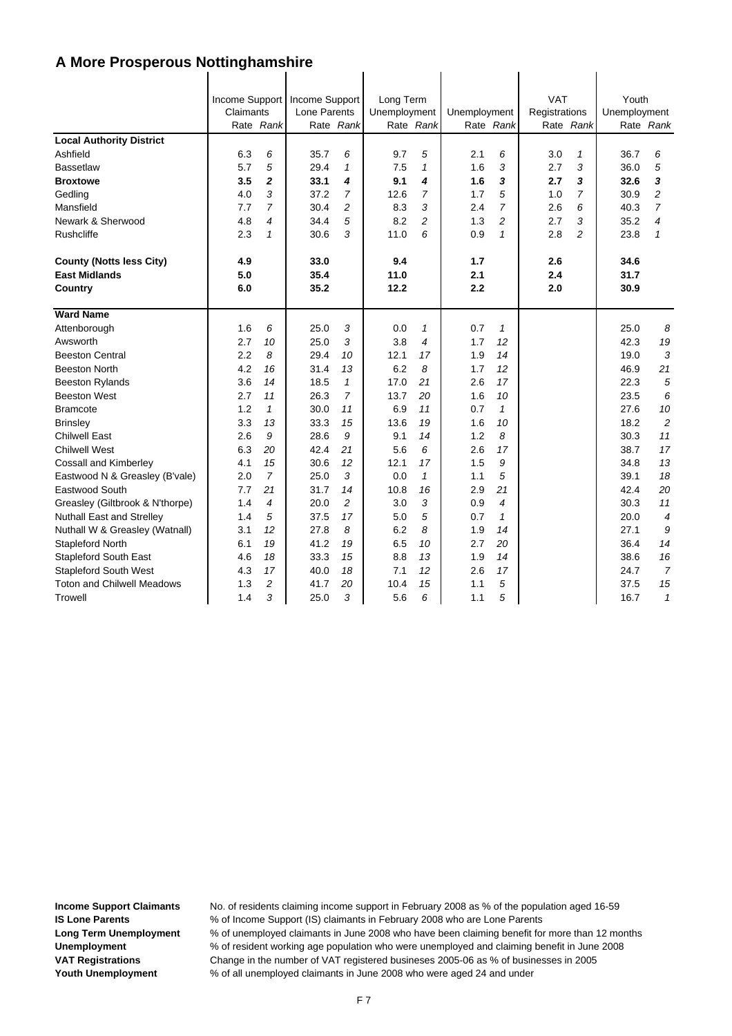## A More Prosperous Nottinghamshire

| | Income Support Claimants | | Income Support Lone Parents | | Long Term Unemployment | | Unemployment | | VAT Registrations | | Youth Unemployment | |
|---|---|---|---|---|---|---|---|---|---|---|---|---|
| | Rate | *Rank* | Rate | *Rank* | Rate | *Rank* | Rate | *Rank* | Rate | *Rank* | Rate | *Rank* |
| **Local Authority District** | | | | | | | | | | | | |
| Ashfield | 6.3 | *6* | 35.7 | *6* | 9.7 | *5* | 2.1 | *6* | 3.0 | *1* | 36.7 | *6* |
| Bassetlaw | 5.7 | *5* | 29.4 | *1* | 7.5 | *1* | 1.6 | *3* | 2.7 | *3* | 36.0 | *5* |
| **Broxtowe** | **3.5** | ***2*** | **33.1** | ***4*** | **9.1** | ***4*** | **1.6** | ***3*** | **2.7** | ***3*** | **32.6** | ***3*** |
| Gedling | 4.0 | *3* | 37.2 | *7* | 12.6 | *7* | 1.7 | *5* | 1.0 | *7* | 30.9 | *2* |
| Mansfield | 7.7 | *7* | 30.4 | *2* | 8.3 | *3* | 2.4 | *7* | 2.6 | *6* | 40.3 | *7* |
| Newark & Sherwood | 4.8 | *4* | 34.4 | *5* | 8.2 | *2* | 1.3 | *2* | 2.7 | *3* | 35.2 | *4* |
| Rushcliffe | 2.3 | *1* | 30.6 | *3* | 11.0 | *6* | 0.9 | *1* | 2.8 | *2* | 23.8 | *1* |
| **County (Notts less City)** | **4.9** | | **33.0** | | **9.4** | | **1.7** | | **2.6** | | **34.6** | |
| **East Midlands** | **5.0** | | **35.4** | | **11.0** | | **2.1** | | **2.4** | | **31.7** | |
| **Country** | **6.0** | | **35.2** | | **12.2** | | **2.2** | | **2.0** | | **30.9** | |
| **Ward Name** | | | | | | | | | | | | |
| Attenborough | 1.6 | *6* | 25.0 | *3* | 0.0 | *1* | 0.7 | *1* | | | 25.0 | *8* |
| Awsworth | 2.7 | *10* | 25.0 | *3* | 3.8 | *4* | 1.7 | *12* | | | 42.3 | *19* |
| Beeston Central | 2.2 | *8* | 29.4 | *10* | 12.1 | *17* | 1.9 | *14* | | | 19.0 | *3* |
| Beeston North | 4.2 | *16* | 31.4 | *13* | 6.2 | *8* | 1.7 | *12* | | | 46.9 | *21* |
| Beeston Rylands | 3.6 | *14* | 18.5 | *1* | 17.0 | *21* | 2.6 | *17* | | | 22.3 | *5* |
| Beeston West | 2.7 | *11* | 26.3 | *7* | 13.7 | *20* | 1.6 | *10* | | | 23.5 | *6* |
| Bramcote | 1.2 | *1* | 30.0 | *11* | 6.9 | *11* | 0.7 | *1* | | | 27.6 | *10* |
| Brinsley | 3.3 | *13* | 33.3 | *15* | 13.6 | *19* | 1.6 | *10* | | | 18.2 | *2* |
| Chilwell East | 2.6 | *9* | 28.6 | *9* | 9.1 | *14* | 1.2 | *8* | | | 30.3 | *11* |
| Chilwell West | 6.3 | *20* | 42.4 | *21* | 5.6 | *6* | 2.6 | *17* | | | 38.7 | *17* |
| Cossall and Kimberley | 4.1 | *15* | 30.6 | *12* | 12.1 | *17* | 1.5 | *9* | | | 34.8 | *13* |
| Eastwood N & Greasley (B'vale) | 2.0 | *7* | 25.0 | *3* | 0.0 | *1* | 1.1 | *5* | | | 39.1 | *18* |
| Eastwood South | 7.7 | *21* | 31.7 | *14* | 10.8 | *16* | 2.9 | *21* | | | 42.4 | *20* |
| Greasley (Giltbrook & N'thorpe) | 1.4 | *4* | 20.0 | *2* | 3.0 | *3* | 0.9 | *4* | | | 30.3 | *11* |
| Nuthall East and Strelley | 1.4 | *5* | 37.5 | *17* | 5.0 | *5* | 0.7 | *1* | | | 20.0 | *4* |
| Nuthall W & Greasley (Watnall) | 3.1 | *12* | 27.8 | *8* | 6.2 | *8* | 1.9 | *14* | | | 27.1 | *9* |
| Stapleford North | 6.1 | *19* | 41.2 | *19* | 6.5 | *10* | 2.7 | *20* | | | 36.4 | *14* |
| Stapleford South East | 4.6 | *18* | 33.3 | *15* | 8.8 | *13* | 1.9 | *14* | | | 38.6 | *16* |
| Stapleford South West | 4.3 | *17* | 40.0 | *18* | 7.1 | *12* | 2.6 | *17* | | | 24.7 | *7* |
| Toton and Chilwell Meadows | 1.3 | *2* | 41.7 | *20* | 10.4 | *15* | 1.1 | *5* | | | 37.5 | *15* |
| Trowell | 1.4 | *3* | 25.0 | *3* | 5.6 | *6* | 1.1 | *5* | | | 16.7 | *1* |

**Income Support Claimants** No. of residents claiming income support in February 2008 as % of the population aged 16-59
**IS Lone Parents** % of Income Support (IS) claimants in February 2008 who are Lone Parents
**Long Term Unemployment** % of unemployed claimants in June 2008 who have been claiming benefit for more than 12 months
**Unemployment** % of resident working age population who were unemployed and claiming benefit in June 2008
**VAT Registrations** Change in the number of VAT registered busineses 2005-06 as % of businesses in 2005
**Youth Unemployment** % of all unemployed claimants in June 2008 who were aged 24 and under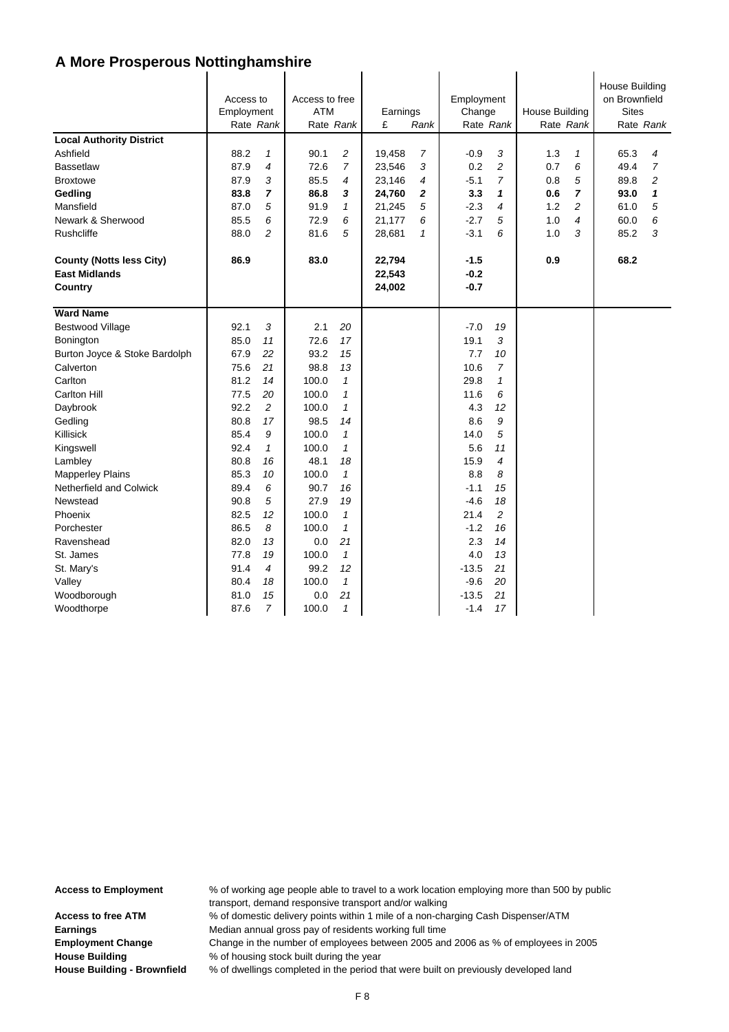# A More Prosperous Nottinghamshire

| | Access to Employment | | Access to free ATM | | Earnings | | Employment Change | | House Building | | House Building on Brownfield Sites | |
|---|---|---|---|---|---|---|---|---|---|---|---|---|
| | Rate | *Rank* | Rate | *Rank* | £ | *Rank* | Rate | *Rank* | Rate | *Rank* | Rate | *Rank* |
| **Local Authority District** | | | | | | | | | | | | |
| Ashfield | 88.2 | *1* | 90.1 | *2* | 19,458 | *7* | -0.9 | *3* | 1.3 | *1* | 65.3 | *4* |
| Bassetlaw | 87.9 | *4* | 72.6 | *7* | 23,546 | *3* | 0.2 | *2* | 0.7 | *6* | 49.4 | *7* |
| Broxtowe | 87.9 | *3* | 85.5 | *4* | 23,146 | *4* | -5.1 | *7* | 0.8 | *5* | 89.8 | *2* |
| **Gedling** | **83.8** | ***7*** | **86.8** | ***3*** | **24,760** | ***2*** | **3.3** | ***1*** | **0.6** | ***7*** | **93.0** | ***1*** |
| Mansfield | 87.0 | *5* | 91.9 | *1* | 21,245 | *5* | -2.3 | *4* | 1.2 | *2* | 61.0 | *5* |
| Newark & Sherwood | 85.5 | *6* | 72.9 | *6* | 21,177 | *6* | -2.7 | *5* | 1.0 | *4* | 60.0 | *6* |
| Rushcliffe | 88.0 | *2* | 81.6 | *5* | 28,681 | *1* | -3.1 | *6* | 1.0 | *3* | 85.2 | *3* |
| **County (Notts less City)** | **86.9** | | **83.0** | | **22,794** | | **-1.5** | | **0.9** | | **68.2** | |
| **East Midlands** | | | | | **22,543** | | **-0.2** | | | | | |
| **Country** | | | | | **24,002** | | **-0.7** | | | | | |
| **Ward Name** | | | | | | | | | | | | |
| Bestwood Village | 92.1 | *3* | 2.1 | *20* | | | -7.0 | *19* | | | | |
| Bonington | 85.0 | *11* | 72.6 | *17* | | | 19.1 | *3* | | | | |
| Burton Joyce & Stoke Bardolph | 67.9 | *22* | 93.2 | *15* | | | 7.7 | *10* | | | | |
| Calverton | 75.6 | *21* | 98.8 | *13* | | | 10.6 | *7* | | | | |
| Carlton | 81.2 | *14* | 100.0 | *1* | | | 29.8 | *1* | | | | |
| Carlton Hill | 77.5 | *20* | 100.0 | *1* | | | 11.6 | *6* | | | | |
| Daybrook | 92.2 | *2* | 100.0 | *1* | | | 4.3 | *12* | | | | |
| Gedling | 80.8 | *17* | 98.5 | *14* | | | 8.6 | *9* | | | | |
| Killisick | 85.4 | *9* | 100.0 | *1* | | | 14.0 | *5* | | | | |
| Kingswell | 92.4 | *1* | 100.0 | *1* | | | 5.6 | *11* | | | | |
| Lambley | 80.8 | *16* | 48.1 | *18* | | | 15.9 | *4* | | | | |
| Mapperley Plains | 85.3 | *10* | 100.0 | *1* | | | 8.8 | *8* | | | | |
| Netherfield and Colwick | 89.4 | *6* | 90.7 | *16* | | | -1.1 | *15* | | | | |
| Newstead | 90.8 | *5* | 27.9 | *19* | | | -4.6 | *18* | | | | |
| Phoenix | 82.5 | *12* | 100.0 | *1* | | | 21.4 | *2* | | | | |
| Porchester | 86.5 | *8* | 100.0 | *1* | | | -1.2 | *16* | | | | |
| Ravenshead | 82.0 | *13* | 0.0 | *21* | | | 2.3 | *14* | | | | |
| St. James | 77.8 | *19* | 100.0 | *1* | | | 4.0 | *13* | | | | |
| St. Mary's | 91.4 | *4* | 99.2 | *12* | | | -13.5 | *21* | | | | |
| Valley | 80.4 | *18* | 100.0 | *1* | | | -9.6 | *20* | | | | |
| Woodborough | 81.0 | *15* | 0.0 | *21* | | | -13.5 | *21* | | | | |
| Woodthorpe | 87.6 | *7* | 100.0 | *1* | | | -1.4 | *17* | | | | |

**Access to Employment** % of working age people able to travel to a work location employing more than 500 by public transport, demand responsive transport and/or walking

**Access to free ATM** % of domestic delivery points within 1 mile of a non-charging Cash Dispenser/ATM

**Earnings** Median annual gross pay of residents working full time

**Employment Change** Change in the number of employees between 2005 and 2006 as % of employees in 2005

**House Building** % of housing stock built during the year

**House Building - Brownfield** % of dwellings completed in the period that were built on previously developed land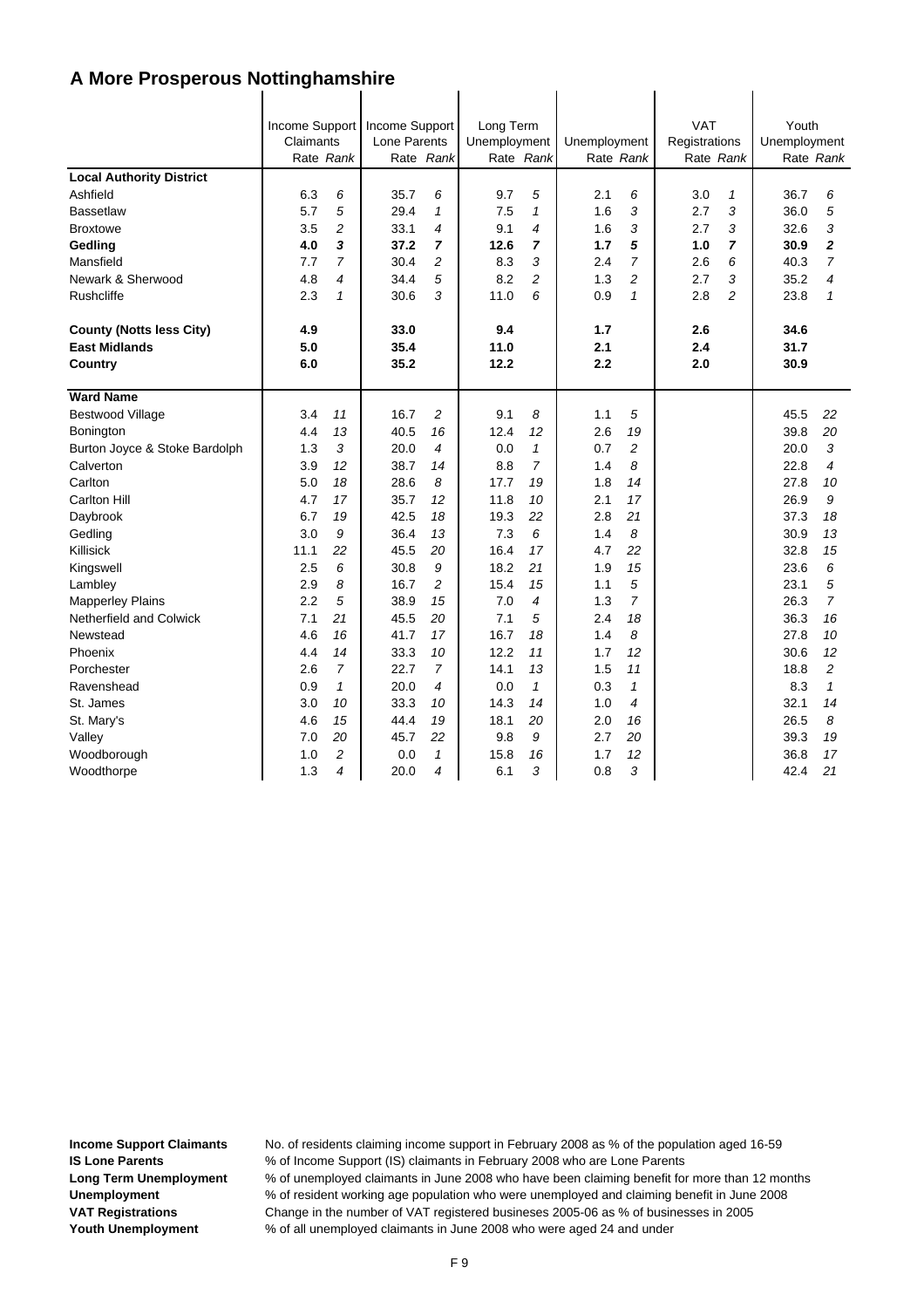# A More Prosperous Nottinghamshire

| | Income Support Claimants | | Income Support Lone Parents | | Long Term Unemployment | | Unemployment | | VAT Registrations | | Youth Unemployment | |
|---|---|---|---|---|---|---|---|---|---|---|---|---|
| | *Rate* | *Rank* | *Rate* | *Rank* | *Rate* | *Rank* | *Rate* | *Rank* | *Rate* | *Rank* | *Rate* | *Rank* |
| **Local Authority District** | | | | | | | | | | | | |
| Ashfield | 6.3 | *6* | 35.7 | *6* | 9.7 | *5* | 2.1 | *6* | 3.0 | *1* | 36.7 | *6* |
| Bassetlaw | 5.7 | *5* | 29.4 | *1* | 7.5 | *1* | 1.6 | *3* | 2.7 | *3* | 36.0 | *5* |
| Broxtowe | 3.5 | *2* | 33.1 | *4* | 9.1 | *4* | 1.6 | *3* | 2.7 | *3* | 32.6 | *3* |
| **Gedling** | **4.0** | ***3*** | **37.2** | ***7*** | **12.6** | ***7*** | **1.7** | ***5*** | **1.0** | ***7*** | **30.9** | ***2*** |
| Mansfield | 7.7 | *7* | 30.4 | *2* | 8.3 | *3* | 2.4 | *7* | 2.6 | *6* | 40.3 | *7* |
| Newark & Sherwood | 4.8 | *4* | 34.4 | *5* | 8.2 | *2* | 1.3 | *2* | 2.7 | *3* | 35.2 | *4* |
| Rushcliffe | 2.3 | *1* | 30.6 | *3* | 11.0 | *6* | 0.9 | *1* | 2.8 | *2* | 23.8 | *1* |
| **County (Notts less City)** | **4.9** | | **33.0** | | **9.4** | | **1.7** | | **2.6** | | **34.6** | |
| **East Midlands** | **5.0** | | **35.4** | | **11.0** | | **2.1** | | **2.4** | | **31.7** | |
| **Country** | **6.0** | | **35.2** | | **12.2** | | **2.2** | | **2.0** | | **30.9** | |
| **Ward Name** | | | | | | | | | | | | |
| Bestwood Village | 3.4 | *11* | 16.7 | *2* | 9.1 | *8* | 1.1 | *5* | | | 45.5 | *22* |
| Bonington | 4.4 | *13* | 40.5 | *16* | 12.4 | *12* | 2.6 | *19* | | | 39.8 | *20* |
| Burton Joyce & Stoke Bardolph | 1.3 | *3* | 20.0 | *4* | 0.0 | *1* | 0.7 | *2* | | | 20.0 | *3* |
| Calverton | 3.9 | *12* | 38.7 | *14* | 8.8 | *7* | 1.4 | *8* | | | 22.8 | *4* |
| Carlton | 5.0 | *18* | 28.6 | *8* | 17.7 | *19* | 1.8 | *14* | | | 27.8 | *10* |
| Carlton Hill | 4.7 | *17* | 35.7 | *12* | 11.8 | *10* | 2.1 | *17* | | | 26.9 | *9* |
| Daybrook | 6.7 | *19* | 42.5 | *18* | 19.3 | *22* | 2.8 | *21* | | | 37.3 | *18* |
| Gedling | 3.0 | *9* | 36.4 | *13* | 7.3 | *6* | 1.4 | *8* | | | 30.9 | *13* |
| Killisick | 11.1 | *22* | 45.5 | *20* | 16.4 | *17* | 4.7 | *22* | | | 32.8 | *15* |
| Kingswell | 2.5 | *6* | 30.8 | *9* | 18.2 | *21* | 1.9 | *15* | | | 23.6 | *6* |
| Lambley | 2.9 | *8* | 16.7 | *2* | 15.4 | *15* | 1.1 | *5* | | | 23.1 | *5* |
| Mapperley Plains | 2.2 | *5* | 38.9 | *15* | 7.0 | *4* | 1.3 | *7* | | | 26.3 | *7* |
| Netherfield and Colwick | 7.1 | *21* | 45.5 | *20* | 7.1 | *5* | 2.4 | *18* | | | 36.3 | *16* |
| Newstead | 4.6 | *16* | 41.7 | *17* | 16.7 | *18* | 1.4 | *8* | | | 27.8 | *10* |
| Phoenix | 4.4 | *14* | 33.3 | *10* | 12.2 | *11* | 1.7 | *12* | | | 30.6 | *12* |
| Porchester | 2.6 | *7* | 22.7 | *7* | 14.1 | *13* | 1.5 | *11* | | | 18.8 | *2* |
| Ravenshead | 0.9 | *1* | 20.0 | *4* | 0.0 | *1* | 0.3 | *1* | | | 8.3 | *1* |
| St. James | 3.0 | *10* | 33.3 | *10* | 14.3 | *14* | 1.0 | *4* | | | 32.1 | *14* |
| St. Mary's | 4.6 | *15* | 44.4 | *19* | 18.1 | *20* | 2.0 | *16* | | | 26.5 | *8* |
| Valley | 7.0 | *20* | 45.7 | *22* | 9.8 | *9* | 2.7 | *20* | | | 39.3 | *19* |
| Woodborough | 1.0 | *2* | 0.0 | *1* | 15.8 | *16* | 1.7 | *12* | | | 36.8 | *17* |
| Woodthorpe | 1.3 | *4* | 20.0 | *4* | 6.1 | *3* | 0.8 | *3* | | | 42.4 | *21* |

**Income Support Claimants** No. of residents claiming income support in February 2008 as % of the population aged 16-59
**IS Lone Parents** % of Income Support (IS) claimants in February 2008 who are Lone Parents
**Long Term Unemployment** % of unemployed claimants in June 2008 who have been claiming benefit for more than 12 months
**Unemployment** % of resident working age population who were unemployed and claiming benefit in June 2008
**VAT Registrations** Change in the number of VAT registered busineses 2005-06 as % of businesses in 2005
**Youth Unemployment** % of all unemployed claimants in June 2008 who were aged 24 and under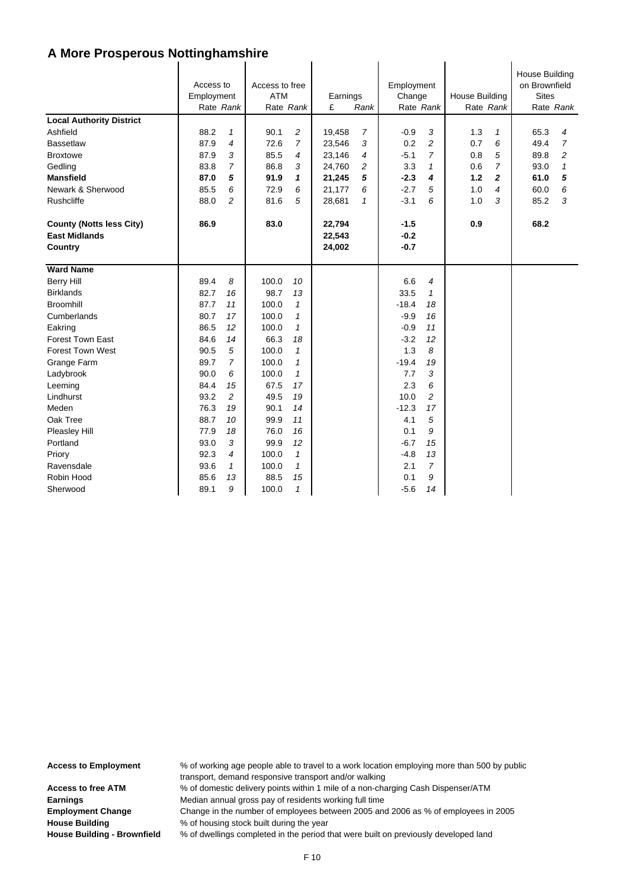# A More Prosperous Nottinghamshire

| | Access to Employment | | Access to free ATM | | Earnings | | Employment Change | | House Building | | House Building on Brownfield Sites | |
|---|---|---|---|---|---|---|---|---|---|---|---|---|
| | Rate | *Rank* | Rate | *Rank* | £ | *Rank* | Rate | *Rank* | Rate | *Rank* | Rate | *Rank* |
| **Local Authority District** | | | | | | | | | | | | |
| Ashfield | 88.2 | *1* | 90.1 | *2* | 19,458 | *7* | -0.9 | *3* | 1.3 | *1* | 65.3 | *4* |
| Bassetlaw | 87.9 | *4* | 72.6 | *7* | 23,546 | *3* | 0.2 | *2* | 0.7 | *6* | 49.4 | *7* |
| Broxtowe | 87.9 | *3* | 85.5 | *4* | 23,146 | *4* | -5.1 | *7* | 0.8 | *5* | 89.8 | *2* |
| Gedling | 83.8 | *7* | 86.8 | *3* | 24,760 | *2* | 3.3 | *1* | 0.6 | *7* | 93.0 | *1* |
| **Mansfield** | **87.0** | ***5*** | **91.9** | ***1*** | **21,245** | ***5*** | **-2.3** | ***4*** | **1.2** | ***2*** | **61.0** | ***5*** |
| Newark & Sherwood | 85.5 | *6* | 72.9 | *6* | 21,177 | *6* | -2.7 | *5* | 1.0 | *4* | 60.0 | *6* |
| Rushcliffe | 88.0 | *2* | 81.6 | *5* | 28,681 | *1* | -3.1 | *6* | 1.0 | *3* | 85.2 | *3* |
| **County (Notts less City)** | **86.9** | | **83.0** | | **22,794** | | **-1.5** | | **0.9** | | **68.2** | |
| **East Midlands** | | | | | **22,543** | | **-0.2** | | | | | |
| **Country** | | | | | **24,002** | | **-0.7** | | | | | |
| **Ward Name** | | | | | | | | | | | | |
| Berry Hill | 89.4 | *8* | 100.0 | *10* | | | 6.6 | *4* | | | | |
| Birklands | 82.7 | *16* | 98.7 | *13* | | | 33.5 | *1* | | | | |
| Broomhill | 87.7 | *11* | 100.0 | *1* | | | -18.4 | *18* | | | | |
| Cumberlands | 80.7 | *17* | 100.0 | *1* | | | -9.9 | *16* | | | | |
| Eakring | 86.5 | *12* | 100.0 | *1* | | | -0.9 | *11* | | | | |
| Forest Town East | 84.6 | *14* | 66.3 | *18* | | | -3.2 | *12* | | | | |
| Forest Town West | 90.5 | *5* | 100.0 | *1* | | | 1.3 | *8* | | | | |
| Grange Farm | 89.7 | *7* | 100.0 | *1* | | | -19.4 | *19* | | | | |
| Ladybrook | 90.0 | *6* | 100.0 | *1* | | | 7.7 | *3* | | | | |
| Leeming | 84.4 | *15* | 67.5 | *17* | | | 2.3 | *6* | | | | |
| Lindhurst | 93.2 | *2* | 49.5 | *19* | | | 10.0 | *2* | | | | |
| Meden | 76.3 | *19* | 90.1 | *14* | | | -12.3 | *17* | | | | |
| Oak Tree | 88.7 | *10* | 99.9 | *11* | | | 4.1 | *5* | | | | |
| Pleasley Hill | 77.9 | *18* | 76.0 | *16* | | | 0.1 | *9* | | | | |
| Portland | 93.0 | *3* | 99.9 | *12* | | | -6.7 | *15* | | | | |
| Priory | 92.3 | *4* | 100.0 | *1* | | | -4.8 | *13* | | | | |
| Ravensdale | 93.6 | *1* | 100.0 | *1* | | | 2.1 | *7* | | | | |
| Robin Hood | 85.6 | *13* | 88.5 | *15* | | | 0.1 | *9* | | | | |
| Sherwood | 89.1 | *9* | 100.0 | *1* | | | -5.6 | *14* | | | | |

**Access to Employment** — % of working age people able to travel to a work location employing more than 500 by public transport, demand responsive transport and/or walking

**Access to free ATM** — % of domestic delivery points within 1 mile of a non-charging Cash Dispenser/ATM

**Earnings** — Median annual gross pay of residents working full time

**Employment Change** — Change in the number of employees between 2005 and 2006 as % of employees in 2005

**House Building** — % of housing stock built during the year

**House Building - Brownfield** — % of dwellings completed in the period that were built on previously developed land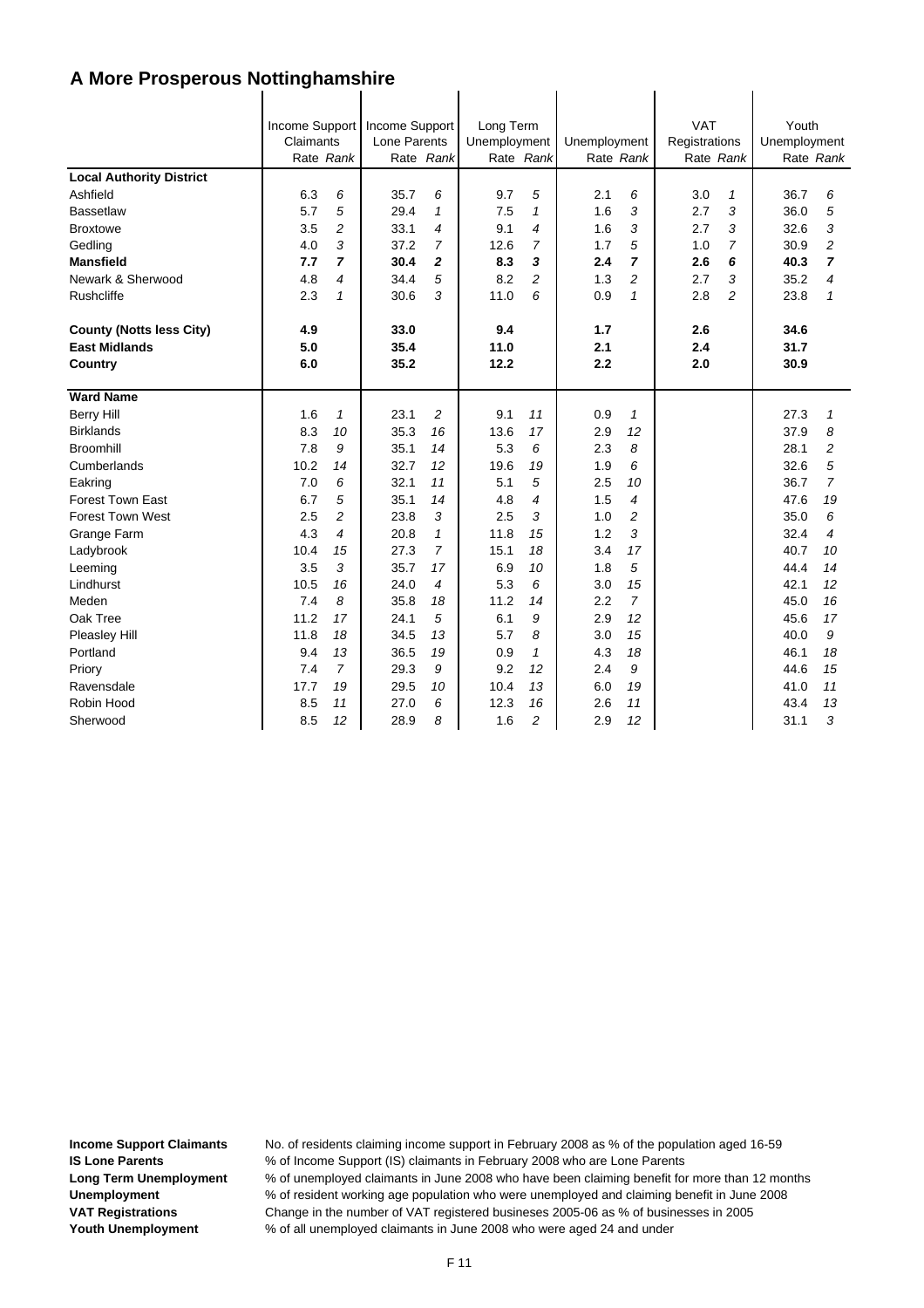# A More Prosperous Nottinghamshire

| | Income Support Claimants | | Income Support Lone Parents | | Long Term Unemployment | | Unemployment | | VAT Registrations | | Youth Unemployment | |
|---|---|---|---|---|---|---|---|---|---|---|---|---|
| | Rate | *Rank* | Rate | *Rank* | Rate | *Rank* | Rate | *Rank* | Rate | *Rank* | Rate | *Rank* |
| **Local Authority District** | | | | | | | | | | | | |
| Ashfield | 6.3 | *6* | 35.7 | *6* | 9.7 | *5* | 2.1 | *6* | 3.0 | *1* | 36.7 | *6* |
| Bassetlaw | 5.7 | *5* | 29.4 | *1* | 7.5 | *1* | 1.6 | *3* | 2.7 | *3* | 36.0 | *5* |
| Broxtowe | 3.5 | *2* | 33.1 | *4* | 9.1 | *4* | 1.6 | *3* | 2.7 | *3* | 32.6 | *3* |
| Gedling | 4.0 | *3* | 37.2 | *7* | 12.6 | *7* | 1.7 | *5* | 1.0 | *7* | 30.9 | *2* |
| **Mansfield** | **7.7** | ***7*** | **30.4** | ***2*** | **8.3** | ***3*** | **2.4** | ***7*** | **2.6** | ***6*** | **40.3** | ***7*** |
| Newark & Sherwood | 4.8 | *4* | 34.4 | *5* | 8.2 | *2* | 1.3 | *2* | 2.7 | *3* | 35.2 | *4* |
| Rushcliffe | 2.3 | *1* | 30.6 | *3* | 11.0 | *6* | 0.9 | *1* | 2.8 | *2* | 23.8 | *1* |
| **County (Notts less City)** | **4.9** | | **33.0** | | **9.4** | | **1.7** | | **2.6** | | **34.6** | |
| **East Midlands** | **5.0** | | **35.4** | | **11.0** | | **2.1** | | **2.4** | | **31.7** | |
| **Country** | **6.0** | | **35.2** | | **12.2** | | **2.2** | | **2.0** | | **30.9** | |
| **Ward Name** | | | | | | | | | | | | |
| Berry Hill | 1.6 | *1* | 23.1 | *2* | 9.1 | *11* | 0.9 | *1* | | | 27.3 | *1* |
| Birklands | 8.3 | *10* | 35.3 | *16* | 13.6 | *17* | 2.9 | *12* | | | 37.9 | *8* |
| Broomhill | 7.8 | *9* | 35.1 | *14* | 5.3 | *6* | 2.3 | *8* | | | 28.1 | *2* |
| Cumberlands | 10.2 | *14* | 32.7 | *12* | 19.6 | *19* | 1.9 | *6* | | | 32.6 | *5* |
| Eakring | 7.0 | *6* | 32.1 | *11* | 5.1 | *5* | 2.5 | *10* | | | 36.7 | *7* |
| Forest Town East | 6.7 | *5* | 35.1 | *14* | 4.8 | *4* | 1.5 | *4* | | | 47.6 | *19* |
| Forest Town West | 2.5 | *2* | 23.8 | *3* | 2.5 | *3* | 1.0 | *2* | | | 35.0 | *6* |
| Grange Farm | 4.3 | *4* | 20.8 | *1* | 11.8 | *15* | 1.2 | *3* | | | 32.4 | *4* |
| Ladybrook | 10.4 | *15* | 27.3 | *7* | 15.1 | *18* | 3.4 | *17* | | | 40.7 | *10* |
| Leeming | 3.5 | *3* | 35.7 | *17* | 6.9 | *10* | 1.8 | *5* | | | 44.4 | *14* |
| Lindhurst | 10.5 | *16* | 24.0 | *4* | 5.3 | *6* | 3.0 | *15* | | | 42.1 | *12* |
| Meden | 7.4 | *8* | 35.8 | *18* | 11.2 | *14* | 2.2 | *7* | | | 45.0 | *16* |
| Oak Tree | 11.2 | *17* | 24.1 | *5* | 6.1 | *9* | 2.9 | *12* | | | 45.6 | *17* |
| Pleasley Hill | 11.8 | *18* | 34.5 | *13* | 5.7 | *8* | 3.0 | *15* | | | 40.0 | *9* |
| Portland | 9.4 | *13* | 36.5 | *19* | 0.9 | *1* | 4.3 | *18* | | | 46.1 | *18* |
| Priory | 7.4 | *7* | 29.3 | *9* | 9.2 | *12* | 2.4 | *9* | | | 44.6 | *15* |
| Ravensdale | 17.7 | *19* | 29.5 | *10* | 10.4 | *13* | 6.0 | *19* | | | 41.0 | *11* |
| Robin Hood | 8.5 | *11* | 27.0 | *6* | 12.3 | *16* | 2.6 | *11* | | | 43.4 | *13* |
| Sherwood | 8.5 | *12* | 28.9 | *8* | 1.6 | *2* | 2.9 | *12* | | | 31.1 | *3* |

**Income Support Claimants** No. of residents claiming income support in February 2008 as % of the population aged 16-59
**IS Lone Parents** % of Income Support (IS) claimants in February 2008 who are Lone Parents
**Long Term Unemployment** % of unemployed claimants in June 2008 who have been claiming benefit for more than 12 months
**Unemployment** % of resident working age population who were unemployed and claiming benefit in June 2008
**VAT Registrations** Change in the number of VAT registered busineses 2005-06 as % of businesses in 2005
**Youth Unemployment** % of all unemployed claimants in June 2008 who were aged 24 and under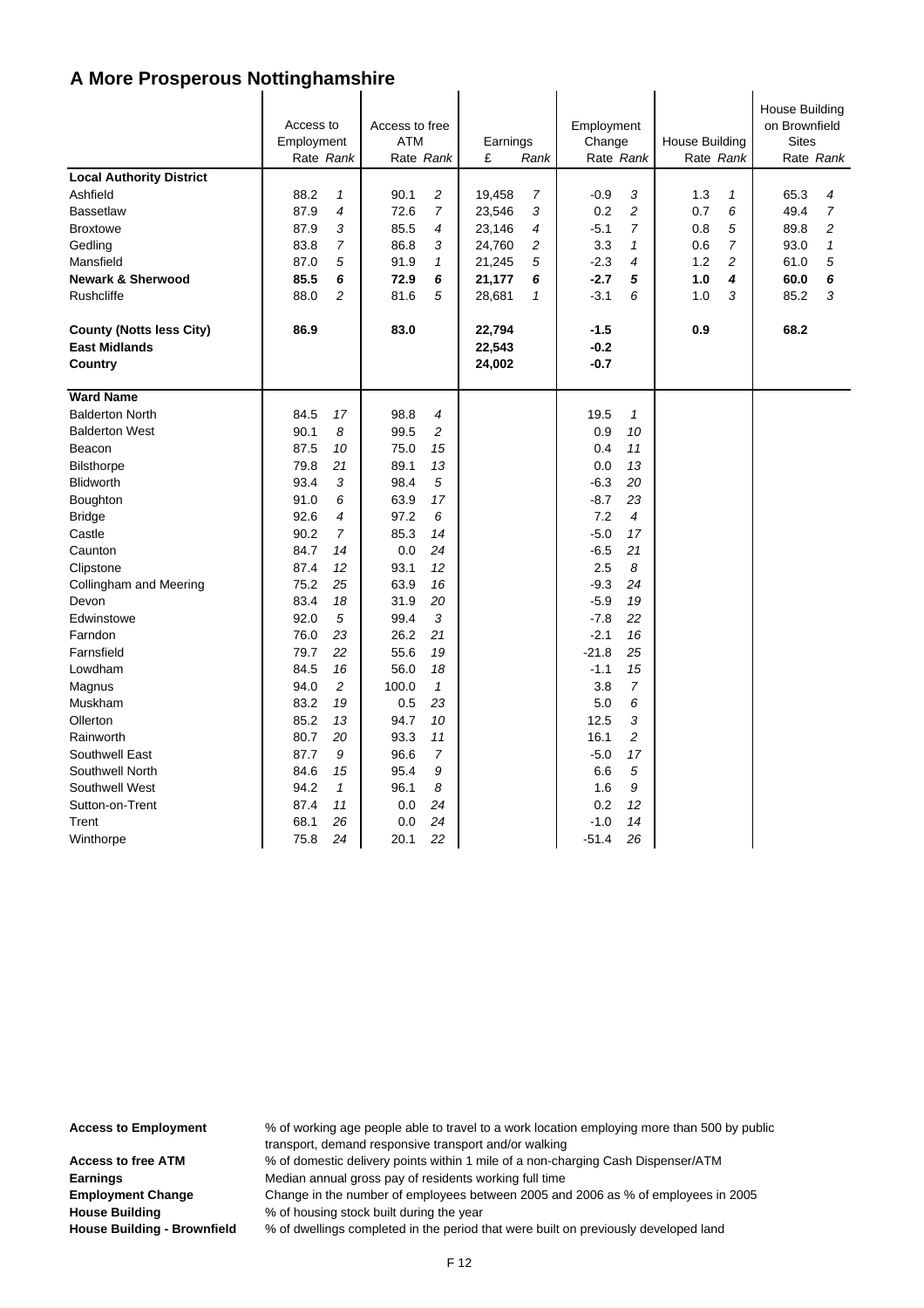# A More Prosperous Nottinghamshire

| | Access to Employment | | Access to free ATM | | Earnings | | Employment Change | | House Building | | House Building on Brownfield Sites | |
|---|---|---|---|---|---|---|---|---|---|---|---|---|
| | Rate | *Rank* | Rate | *Rank* | £ | *Rank* | Rate | *Rank* | Rate | *Rank* | Rate | *Rank* |
| **Local Authority District** | | | | | | | | | | | | |
| Ashfield | 88.2 | *1* | 90.1 | *2* | 19,458 | *7* | -0.9 | *3* | 1.3 | *1* | 65.3 | *4* |
| Bassetlaw | 87.9 | *4* | 72.6 | *7* | 23,546 | *3* | 0.2 | *2* | 0.7 | *6* | 49.4 | *7* |
| Broxtowe | 87.9 | *3* | 85.5 | *4* | 23,146 | *4* | -5.1 | *7* | 0.8 | *5* | 89.8 | *2* |
| Gedling | 83.8 | *7* | 86.8 | *3* | 24,760 | *2* | 3.3 | *1* | 0.6 | *7* | 93.0 | *1* |
| Mansfield | 87.0 | *5* | 91.9 | *1* | 21,245 | *5* | -2.3 | *4* | 1.2 | *2* | 61.0 | *5* |
| **Newark & Sherwood** | **85.5** | ***6*** | **72.9** | ***6*** | **21,177** | ***6*** | **-2.7** | ***5*** | **1.0** | ***4*** | **60.0** | ***6*** |
| Rushcliffe | 88.0 | *2* | 81.6 | *5* | 28,681 | *1* | -3.1 | *6* | 1.0 | *3* | 85.2 | *3* |
| **County (Notts less City)** | **86.9** | | **83.0** | | **22,794** | | **-1.5** | | **0.9** | | **68.2** | |
| **East Midlands** | | | | | **22,543** | | **-0.2** | | | | | |
| **Country** | | | | | **24,002** | | **-0.7** | | | | | |
| **Ward Name** | | | | | | | | | | | | |
| Balderton North | 84.5 | *17* | 98.8 | *4* | | | 19.5 | *1* | | | | |
| Balderton West | 90.1 | *8* | 99.5 | *2* | | | 0.9 | *10* | | | | |
| Beacon | 87.5 | *10* | 75.0 | *15* | | | 0.4 | *11* | | | | |
| Bilsthorpe | 79.8 | *21* | 89.1 | *13* | | | 0.0 | *13* | | | | |
| Blidworth | 93.4 | *3* | 98.4 | *5* | | | -6.3 | *20* | | | | |
| Boughton | 91.0 | *6* | 63.9 | *17* | | | -8.7 | *23* | | | | |
| Bridge | 92.6 | *4* | 97.2 | *6* | | | 7.2 | *4* | | | | |
| Castle | 90.2 | *7* | 85.3 | *14* | | | -5.0 | *17* | | | | |
| Caunton | 84.7 | *14* | 0.0 | *24* | | | -6.5 | *21* | | | | |
| Clipstone | 87.4 | *12* | 93.1 | *12* | | | 2.5 | *8* | | | | |
| Collingham and Meering | 75.2 | *25* | 63.9 | *16* | | | -9.3 | *24* | | | | |
| Devon | 83.4 | *18* | 31.9 | *20* | | | -5.9 | *19* | | | | |
| Edwinstowe | 92.0 | *5* | 99.4 | *3* | | | -7.8 | *22* | | | | |
| Farndon | 76.0 | *23* | 26.2 | *21* | | | -2.1 | *16* | | | | |
| Farnsfield | 79.7 | *22* | 55.6 | *19* | | | -21.8 | *25* | | | | |
| Lowdham | 84.5 | *16* | 56.0 | *18* | | | -1.1 | *15* | | | | |
| Magnus | 94.0 | *2* | 100.0 | *1* | | | 3.8 | *7* | | | | |
| Muskham | 83.2 | *19* | 0.5 | *23* | | | 5.0 | *6* | | | | |
| Ollerton | 85.2 | *13* | 94.7 | *10* | | | 12.5 | *3* | | | | |
| Rainworth | 80.7 | *20* | 93.3 | *11* | | | 16.1 | *2* | | | | |
| Southwell East | 87.7 | *9* | 96.6 | *7* | | | -5.0 | *17* | | | | |
| Southwell North | 84.6 | *15* | 95.4 | *9* | | | 6.6 | *5* | | | | |
| Southwell West | 94.2 | *1* | 96.1 | *8* | | | 1.6 | *9* | | | | |
| Sutton-on-Trent | 87.4 | *11* | 0.0 | *24* | | | 0.2 | *12* | | | | |
| Trent | 68.1 | *26* | 0.0 | *24* | | | -1.0 | *14* | | | | |
| Winthorpe | 75.8 | *24* | 20.1 | *22* | | | -51.4 | *26* | | | | |

**Access to Employment** — % of working age people able to travel to a work location employing more than 500 by public transport, demand responsive transport and/or walking

**Access to free ATM** — % of domestic delivery points within 1 mile of a non-charging Cash Dispenser/ATM

**Earnings** — Median annual gross pay of residents working full time

**Employment Change** — Change in the number of employees between 2005 and 2006 as % of employees in 2005

**House Building** — % of housing stock built during the year

**House Building - Brownfield** — % of dwellings completed in the period that were built on previously developed land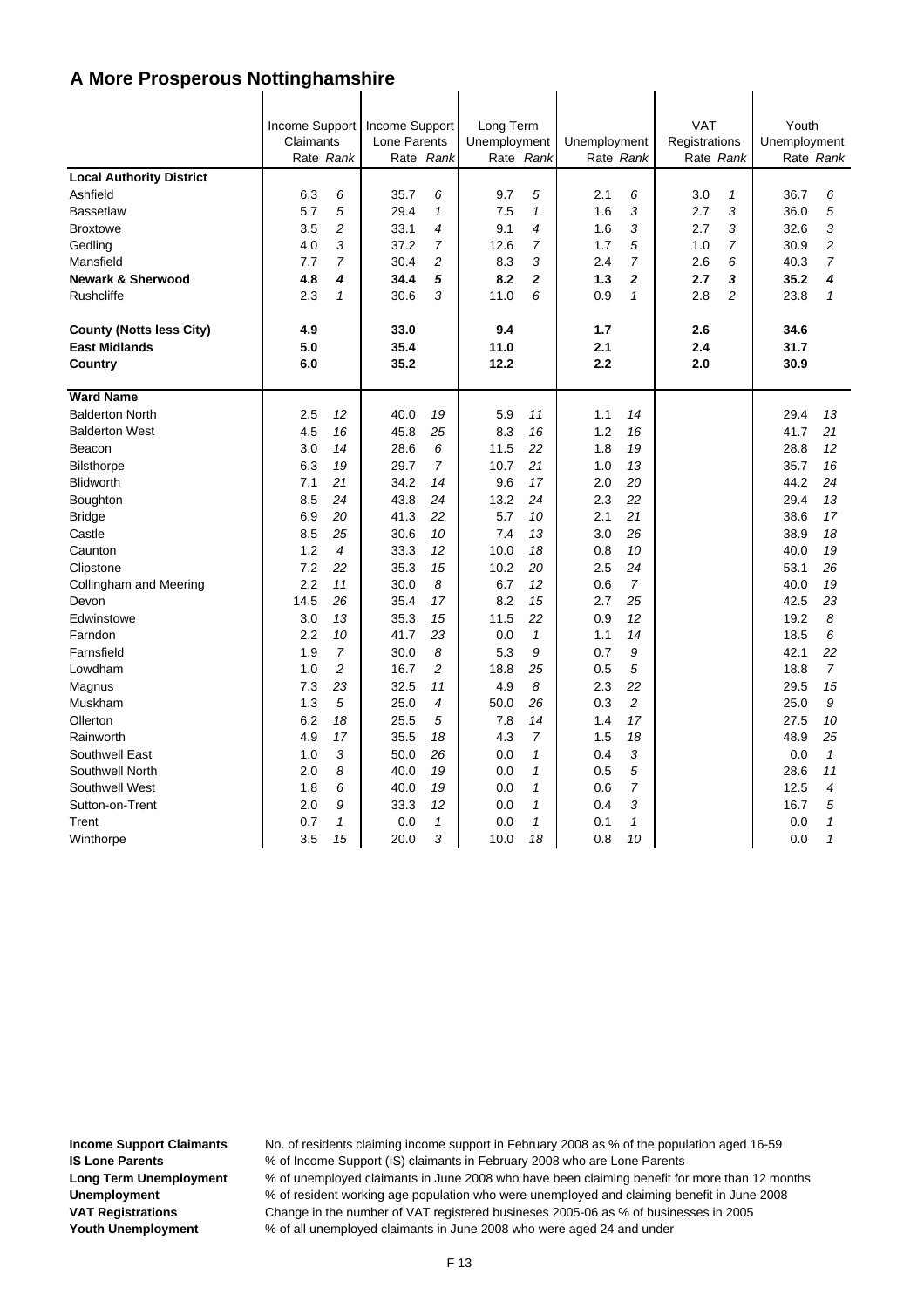# A More Prosperous Nottinghamshire

| | Income Support Claimants | | Income Support Lone Parents | | Long Term Unemployment | | Unemployment | | VAT Registrations | | Youth Unemployment | |
|---|---|---|---|---|---|---|---|---|---|---|---|---|
| | Rate | *Rank* | Rate | *Rank* | Rate | *Rank* | Rate | *Rank* | Rate | *Rank* | Rate | *Rank* |
| **Local Authority District** | | | | | | | | | | | | |
| Ashfield | 6.3 | *6* | 35.7 | *6* | 9.7 | *5* | 2.1 | *6* | 3.0 | *1* | 36.7 | *6* |
| Bassetlaw | 5.7 | *5* | 29.4 | *1* | 7.5 | *1* | 1.6 | *3* | 2.7 | *3* | 36.0 | *5* |
| Broxtowe | 3.5 | *2* | 33.1 | *4* | 9.1 | *4* | 1.6 | *3* | 2.7 | *3* | 32.6 | *3* |
| Gedling | 4.0 | *3* | 37.2 | *7* | 12.6 | *7* | 1.7 | *5* | 1.0 | *7* | 30.9 | *2* |
| Mansfield | 7.7 | *7* | 30.4 | *2* | 8.3 | *3* | 2.4 | *7* | 2.6 | *6* | 40.3 | *7* |
| **Newark & Sherwood** | **4.8** | ***4*** | **34.4** | ***5*** | **8.2** | ***2*** | **1.3** | ***2*** | **2.7** | ***3*** | **35.2** | ***4*** |
| Rushcliffe | 2.3 | *1* | 30.6 | *3* | 11.0 | *6* | 0.9 | *1* | 2.8 | *2* | 23.8 | *1* |
| **County (Notts less City)** | **4.9** | | **33.0** | | **9.4** | | **1.7** | | **2.6** | | **34.6** | |
| **East Midlands** | **5.0** | | **35.4** | | **11.0** | | **2.1** | | **2.4** | | **31.7** | |
| **Country** | **6.0** | | **35.2** | | **12.2** | | **2.2** | | **2.0** | | **30.9** | |
| **Ward Name** | | | | | | | | | | | | |
| Balderton North | 2.5 | *12* | 40.0 | *19* | 5.9 | *11* | 1.1 | *14* | | | 29.4 | *13* |
| Balderton West | 4.5 | *16* | 45.8 | *25* | 8.3 | *16* | 1.2 | *16* | | | 41.7 | *21* |
| Beacon | 3.0 | *14* | 28.6 | *6* | 11.5 | *22* | 1.8 | *19* | | | 28.8 | *12* |
| Bilsthorpe | 6.3 | *19* | 29.7 | *7* | 10.7 | *21* | 1.0 | *13* | | | 35.7 | *16* |
| Blidworth | 7.1 | *21* | 34.2 | *14* | 9.6 | *17* | 2.0 | *20* | | | 44.2 | *24* |
| Boughton | 8.5 | *24* | 43.8 | *24* | 13.2 | *24* | 2.3 | *22* | | | 29.4 | *13* |
| Bridge | 6.9 | *20* | 41.3 | *22* | 5.7 | *10* | 2.1 | *21* | | | 38.6 | *17* |
| Castle | 8.5 | *25* | 30.6 | *10* | 7.4 | *13* | 3.0 | *26* | | | 38.9 | *18* |
| Caunton | 1.2 | *4* | 33.3 | *12* | 10.0 | *18* | 0.8 | *10* | | | 40.0 | *19* |
| Clipstone | 7.2 | *22* | 35.3 | *15* | 10.2 | *20* | 2.5 | *24* | | | 53.1 | *26* |
| Collingham and Meering | 2.2 | *11* | 30.0 | *8* | 6.7 | *12* | 0.6 | *7* | | | 40.0 | *19* |
| Devon | 14.5 | *26* | 35.4 | *17* | 8.2 | *15* | 2.7 | *25* | | | 42.5 | *23* |
| Edwinstowe | 3.0 | *13* | 35.3 | *15* | 11.5 | *22* | 0.9 | *12* | | | 19.2 | *8* |
| Farndon | 2.2 | *10* | 41.7 | *23* | 0.0 | *1* | 1.1 | *14* | | | 18.5 | *6* |
| Farnsfield | 1.9 | *7* | 30.0 | *8* | 5.3 | *9* | 0.7 | *9* | | | 42.1 | *22* |
| Lowdham | 1.0 | *2* | 16.7 | *2* | 18.8 | *25* | 0.5 | *5* | | | 18.8 | *7* |
| Magnus | 7.3 | *23* | 32.5 | *11* | 4.9 | *8* | 2.3 | *22* | | | 29.5 | *15* |
| Muskham | 1.3 | *5* | 25.0 | *4* | 50.0 | *26* | 0.3 | *2* | | | 25.0 | *9* |
| Ollerton | 6.2 | *18* | 25.5 | *5* | 7.8 | *14* | 1.4 | *17* | | | 27.5 | *10* |
| Rainworth | 4.9 | *17* | 35.5 | *18* | 4.3 | *7* | 1.5 | *18* | | | 48.9 | *25* |
| Southwell East | 1.0 | *3* | 50.0 | *26* | 0.0 | *1* | 0.4 | *3* | | | 0.0 | *1* |
| Southwell North | 2.0 | *8* | 40.0 | *19* | 0.0 | *1* | 0.5 | *5* | | | 28.6 | *11* |
| Southwell West | 1.8 | *6* | 40.0 | *19* | 0.0 | *1* | 0.6 | *7* | | | 12.5 | *4* |
| Sutton-on-Trent | 2.0 | *9* | 33.3 | *12* | 0.0 | *1* | 0.4 | *3* | | | 16.7 | *5* |
| Trent | 0.7 | *1* | 0.0 | *1* | 0.0 | *1* | 0.1 | *1* | | | 0.0 | *1* |
| Winthorpe | 3.5 | *15* | 20.0 | *3* | 10.0 | *18* | 0.8 | *10* | | | 0.0 | *1* |

**Income Support Claimants** No. of residents claiming income support in February 2008 as % of the population aged 16-59
**IS Lone Parents** % of Income Support (IS) claimants in February 2008 who are Lone Parents
**Long Term Unemployment** % of unemployed claimants in June 2008 who have been claiming benefit for more than 12 months
**Unemployment** % of resident working age population who were unemployed and claiming benefit in June 2008
**VAT Registrations** Change in the number of VAT registered busineses 2005-06 as % of businesses in 2005
**Youth Unemployment** % of all unemployed claimants in June 2008 who were aged 24 and under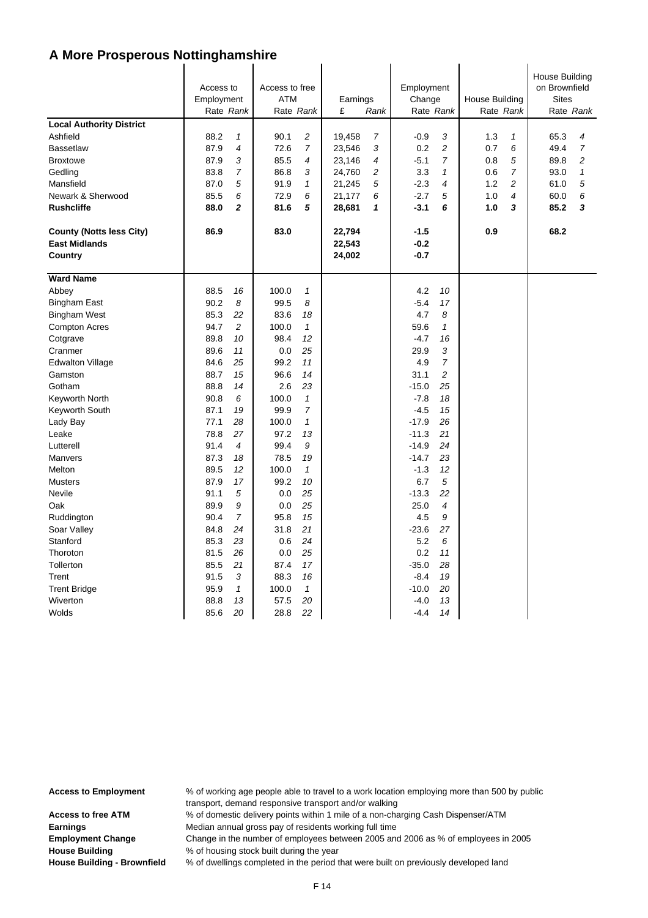# A More Prosperous Nottinghamshire

| | Access to Employment | | Access to free ATM | | Earnings | | Employment Change | | House Building | | House Building on Brownfield Sites | |
|---|---|---|---|---|---|---|---|---|---|---|---|---|
| | Rate | *Rank* | Rate | *Rank* | £ | *Rank* | Rate | *Rank* | Rate | *Rank* | Rate | *Rank* |
| **Local Authority District** | | | | | | | | | | | | |
| Ashfield | 88.2 | *1* | 90.1 | *2* | 19,458 | *7* | -0.9 | *3* | 1.3 | *1* | 65.3 | *4* |
| Bassetlaw | 87.9 | *4* | 72.6 | *7* | 23,546 | *3* | 0.2 | *2* | 0.7 | *6* | 49.4 | *7* |
| Broxtowe | 87.9 | *3* | 85.5 | *4* | 23,146 | *4* | -5.1 | *7* | 0.8 | *5* | 89.8 | *2* |
| Gedling | 83.8 | *7* | 86.8 | *3* | 24,760 | *2* | 3.3 | *1* | 0.6 | *7* | 93.0 | *1* |
| Mansfield | 87.0 | *5* | 91.9 | *1* | 21,245 | *5* | -2.3 | *4* | 1.2 | *2* | 61.0 | *5* |
| Newark & Sherwood | 85.5 | *6* | 72.9 | *6* | 21,177 | *6* | -2.7 | *5* | 1.0 | *4* | 60.0 | *6* |
| **Rushcliffe** | **88.0** | ***2*** | **81.6** | ***5*** | **28,681** | ***1*** | **-3.1** | ***6*** | **1.0** | ***3*** | **85.2** | ***3*** |
| **County (Notts less City)** | **86.9** | | **83.0** | | **22,794** | | **-1.5** | | **0.9** | | **68.2** | |
| **East Midlands** | | | | | **22,543** | | **-0.2** | | | | | |
| **Country** | | | | | **24,002** | | **-0.7** | | | | | |
| **Ward Name** | | | | | | | | | | | | |
| Abbey | 88.5 | *16* | 100.0 | *1* | | | 4.2 | *10* | | | | |
| Bingham East | 90.2 | *8* | 99.5 | *8* | | | -5.4 | *17* | | | | |
| Bingham West | 85.3 | *22* | 83.6 | *18* | | | 4.7 | *8* | | | | |
| Compton Acres | 94.7 | *2* | 100.0 | *1* | | | 59.6 | *1* | | | | |
| Cotgrave | 89.8 | *10* | 98.4 | *12* | | | -4.7 | *16* | | | | |
| Cranmer | 89.6 | *11* | 0.0 | *25* | | | 29.9 | *3* | | | | |
| Edwalton Village | 84.6 | *25* | 99.2 | *11* | | | 4.9 | *7* | | | | |
| Gamston | 88.7 | *15* | 96.6 | *14* | | | 31.1 | *2* | | | | |
| Gotham | 88.8 | *14* | 2.6 | *23* | | | -15.0 | *25* | | | | |
| Keyworth North | 90.8 | *6* | 100.0 | *1* | | | -7.8 | *18* | | | | |
| Keyworth South | 87.1 | *19* | 99.9 | *7* | | | -4.5 | *15* | | | | |
| Lady Bay | 77.1 | *28* | 100.0 | *1* | | | -17.9 | *26* | | | | |
| Leake | 78.8 | *27* | 97.2 | *13* | | | -11.3 | *21* | | | | |
| Lutterell | 91.4 | *4* | 99.4 | *9* | | | -14.9 | *24* | | | | |
| Manvers | 87.3 | *18* | 78.5 | *19* | | | -14.7 | *23* | | | | |
| Melton | 89.5 | *12* | 100.0 | *1* | | | -1.3 | *12* | | | | |
| Musters | 87.9 | *17* | 99.2 | *10* | | | 6.7 | *5* | | | | |
| Nevile | 91.1 | *5* | 0.0 | *25* | | | -13.3 | *22* | | | | |
| Oak | 89.9 | *9* | 0.0 | *25* | | | 25.0 | *4* | | | | |
| Ruddington | 90.4 | *7* | 95.8 | *15* | | | 4.5 | *9* | | | | |
| Soar Valley | 84.8 | *24* | 31.8 | *21* | | | -23.6 | *27* | | | | |
| Stanford | 85.3 | *23* | 0.6 | *24* | | | 5.2 | *6* | | | | |
| Thoroton | 81.5 | *26* | 0.0 | *25* | | | 0.2 | *11* | | | | |
| Tollerton | 85.5 | *21* | 87.4 | *17* | | | -35.0 | *28* | | | | |
| Trent | 91.5 | *3* | 88.3 | *16* | | | -8.4 | *19* | | | | |
| Trent Bridge | 95.9 | *1* | 100.0 | *1* | | | -10.0 | *20* | | | | |
| Wiverton | 88.8 | *13* | 57.5 | *20* | | | -4.0 | *13* | | | | |
| Wolds | 85.6 | *20* | 28.8 | *22* | | | -4.4 | *14* | | | | |

**Access to Employment** % of working age people able to travel to a work location employing more than 500 by public transport, demand responsive transport and/or walking

**Access to free ATM** % of domestic delivery points within 1 mile of a non-charging Cash Dispenser/ATM

**Earnings** Median annual gross pay of residents working full time

**Employment Change** Change in the number of employees between 2005 and 2006 as % of employees in 2005

**House Building** % of housing stock built during the year

**House Building - Brownfield** % of dwellings completed in the period that were built on previously developed land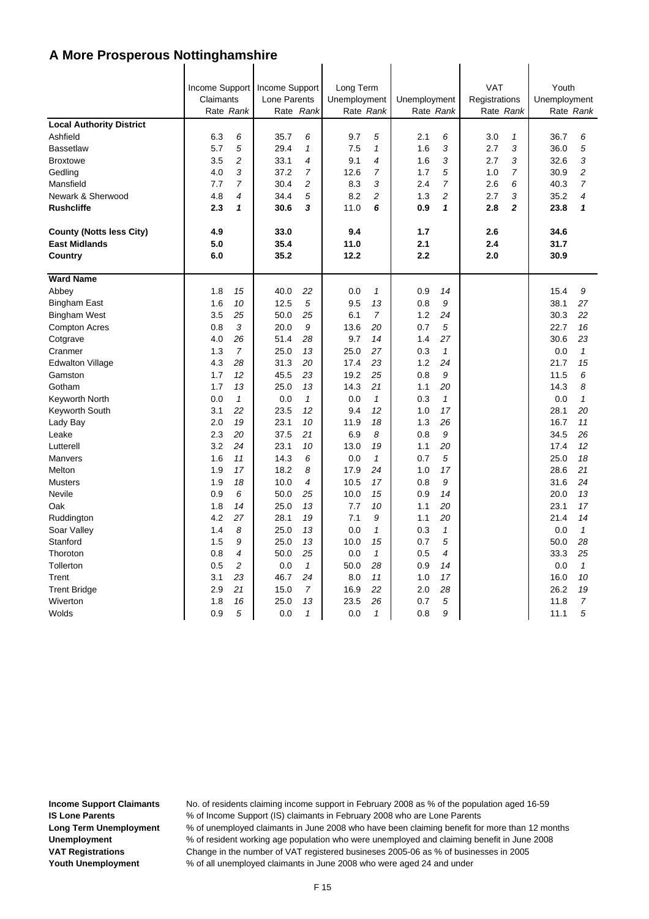# A More Prosperous Nottinghamshire

| | Income Support Claimants | | Income Support Lone Parents | | Long Term Unemployment | | Unemployment | | VAT Registrations | | Youth Unemployment | |
|---|---|---|---|---|---|---|---|---|---|---|---|---|
| | Rate | *Rank* | Rate | *Rank* | Rate | *Rank* | Rate | *Rank* | Rate | *Rank* | Rate | *Rank* |
| **Local Authority District** | | | | | | | | | | | | |
| Ashfield | 6.3 | *6* | 35.7 | *6* | 9.7 | *5* | 2.1 | *6* | 3.0 | *1* | 36.7 | *6* |
| Bassetlaw | 5.7 | *5* | 29.4 | *1* | 7.5 | *1* | 1.6 | *3* | 2.7 | *3* | 36.0 | *5* |
| Broxtowe | 3.5 | *2* | 33.1 | *4* | 9.1 | *4* | 1.6 | *3* | 2.7 | *3* | 32.6 | *3* |
| Gedling | 4.0 | *3* | 37.2 | *7* | 12.6 | *7* | 1.7 | *5* | 1.0 | *7* | 30.9 | *2* |
| Mansfield | 7.7 | *7* | 30.4 | *2* | 8.3 | *3* | 2.4 | *7* | 2.6 | *6* | 40.3 | *7* |
| Newark & Sherwood | 4.8 | *4* | 34.4 | *5* | 8.2 | *2* | 1.3 | *2* | 2.7 | *3* | 35.2 | *4* |
| **Rushcliffe** | **2.3** | ***1*** | **30.6** | ***3*** | **11.0** | ***6*** | **0.9** | ***1*** | **2.8** | ***2*** | **23.8** | ***1*** |
| **County (Notts less City)** | **4.9** | | **33.0** | | **9.4** | | **1.7** | | **2.6** | | **34.6** | |
| **East Midlands** | **5.0** | | **35.4** | | **11.0** | | **2.1** | | **2.4** | | **31.7** | |
| **Country** | **6.0** | | **35.2** | | **12.2** | | **2.2** | | **2.0** | | **30.9** | |
| **Ward Name** | | | | | | | | | | | | |
| Abbey | 1.8 | *15* | 40.0 | *22* | 0.0 | *1* | 0.9 | *14* | | | 15.4 | *9* |
| Bingham East | 1.6 | *10* | 12.5 | *5* | 9.5 | *13* | 0.8 | *9* | | | 38.1 | *27* |
| Bingham West | 3.5 | *25* | 50.0 | *25* | 6.1 | *7* | 1.2 | *24* | | | 30.3 | *22* |
| Compton Acres | 0.8 | *3* | 20.0 | *9* | 13.6 | *20* | 0.7 | *5* | | | 22.7 | *16* |
| Cotgrave | 4.0 | *26* | 51.4 | *28* | 9.7 | *14* | 1.4 | *27* | | | 30.6 | *23* |
| Cranmer | 1.3 | *7* | 25.0 | *13* | 25.0 | *27* | 0.3 | *1* | | | 0.0 | *1* |
| Edwalton Village | 4.3 | *28* | 31.3 | *20* | 17.4 | *23* | 1.2 | *24* | | | 21.7 | *15* |
| Gamston | 1.7 | *12* | 45.5 | *23* | 19.2 | *25* | 0.8 | *9* | | | 11.5 | *6* |
| Gotham | 1.7 | *13* | 25.0 | *13* | 14.3 | *21* | 1.1 | *20* | | | 14.3 | *8* |
| Keyworth North | 0.0 | *1* | 0.0 | *1* | 0.0 | *1* | 0.3 | *1* | | | 0.0 | *1* |
| Keyworth South | 3.1 | *22* | 23.5 | *12* | 9.4 | *12* | 1.0 | *17* | | | 28.1 | *20* |
| Lady Bay | 2.0 | *19* | 23.1 | *10* | 11.9 | *18* | 1.3 | *26* | | | 16.7 | *11* |
| Leake | 2.3 | *20* | 37.5 | *21* | 6.9 | *8* | 0.8 | *9* | | | 34.5 | *26* |
| Lutterell | 3.2 | *24* | 23.1 | *10* | 13.0 | *19* | 1.1 | *20* | | | 17.4 | *12* |
| Manvers | 1.6 | *11* | 14.3 | *6* | 0.0 | *1* | 0.7 | *5* | | | 25.0 | *18* |
| Melton | 1.9 | *17* | 18.2 | *8* | 17.9 | *24* | 1.0 | *17* | | | 28.6 | *21* |
| Musters | 1.9 | *18* | 10.0 | *4* | 10.5 | *17* | 0.8 | *9* | | | 31.6 | *24* |
| Nevile | 0.9 | *6* | 50.0 | *25* | 10.0 | *15* | 0.9 | *14* | | | 20.0 | *13* |
| Oak | 1.8 | *14* | 25.0 | *13* | 7.7 | *10* | 1.1 | *20* | | | 23.1 | *17* |
| Ruddington | 4.2 | *27* | 28.1 | *19* | 7.1 | *9* | 1.1 | *20* | | | 21.4 | *14* |
| Soar Valley | 1.4 | *8* | 25.0 | *13* | 0.0 | *1* | 0.3 | *1* | | | 0.0 | *1* |
| Stanford | 1.5 | *9* | 25.0 | *13* | 10.0 | *15* | 0.7 | *5* | | | 50.0 | *28* |
| Thoroton | 0.8 | *4* | 50.0 | *25* | 0.0 | *1* | 0.5 | *4* | | | 33.3 | *25* |
| Tollerton | 0.5 | *2* | 0.0 | *1* | 50.0 | *28* | 0.9 | *14* | | | 0.0 | *1* |
| Trent | 3.1 | *23* | 46.7 | *24* | 8.0 | *11* | 1.0 | *17* | | | 16.0 | *10* |
| Trent Bridge | 2.9 | *21* | 15.0 | *7* | 16.9 | *22* | 2.0 | *28* | | | 26.2 | *19* |
| Wiverton | 1.8 | *16* | 25.0 | *13* | 23.5 | *26* | 0.7 | *5* | | | 11.8 | *7* |
| Wolds | 0.9 | *5* | 0.0 | *1* | 0.0 | *1* | 0.8 | *9* | | | 11.1 | *5* |

**Income Support Claimants** No. of residents claiming income support in February 2008 as % of the population aged 16-59
**IS Lone Parents** % of Income Support (IS) claimants in February 2008 who are Lone Parents
**Long Term Unemployment** % of unemployed claimants in June 2008 who have been claiming benefit for more than 12 months
**Unemployment** % of resident working age population who were unemployed and claiming benefit in June 2008
**VAT Registrations** Change in the number of VAT registered busineses 2005-06 as % of businesses in 2005
**Youth Unemployment** % of all unemployed claimants in June 2008 who were aged 24 and under